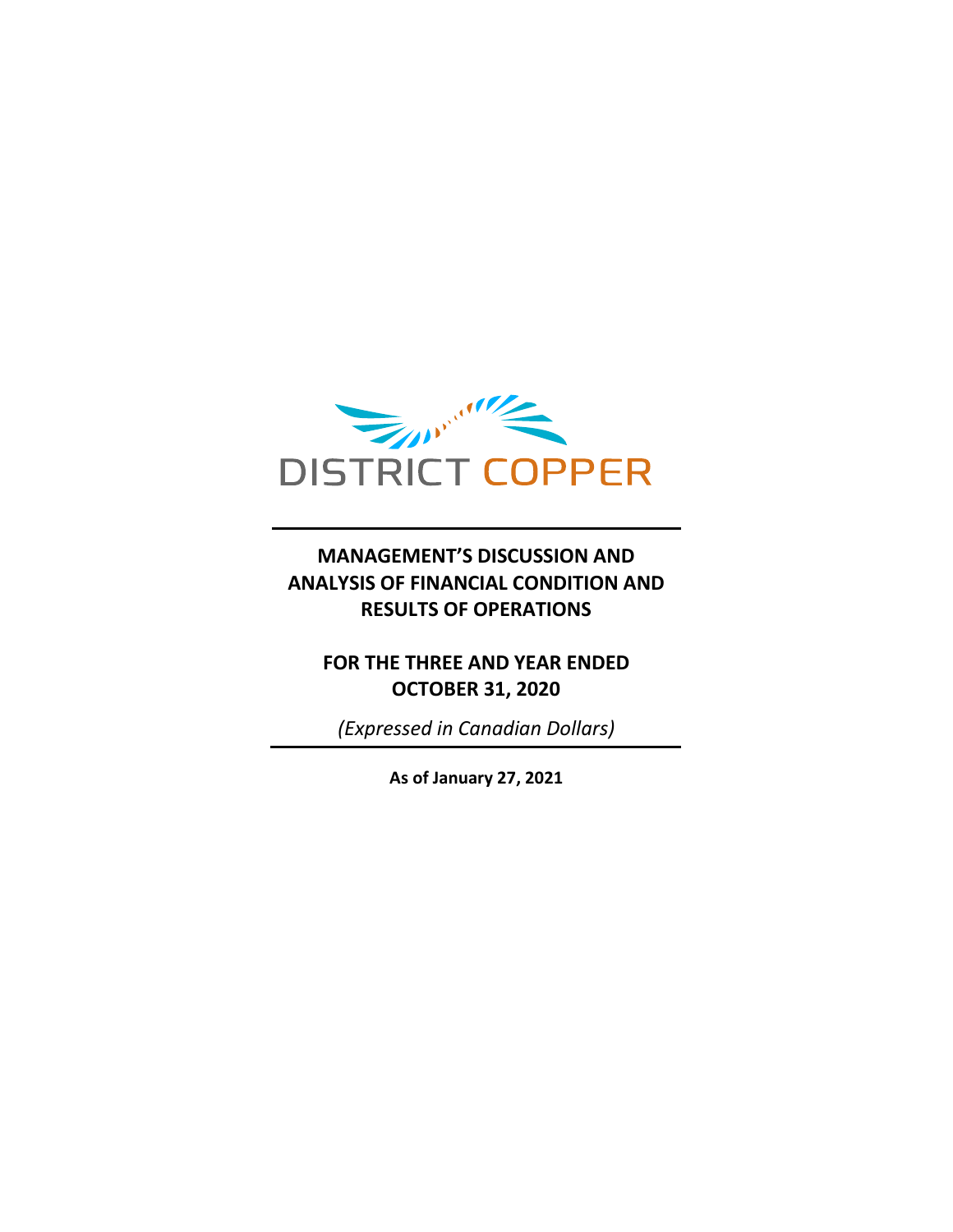DISTRICT COPPER

# MANAGEMENT'S DISCUSSION AND ANALYSIS OF FINANCIAL CONDITION AND RESULTS OF OPERATIONS

## FOR THE THREE AND YEAR ENDED OCTOBER 31, 2020

*(Expressed in Canadian Dollars)*

**As of January 27, 2021**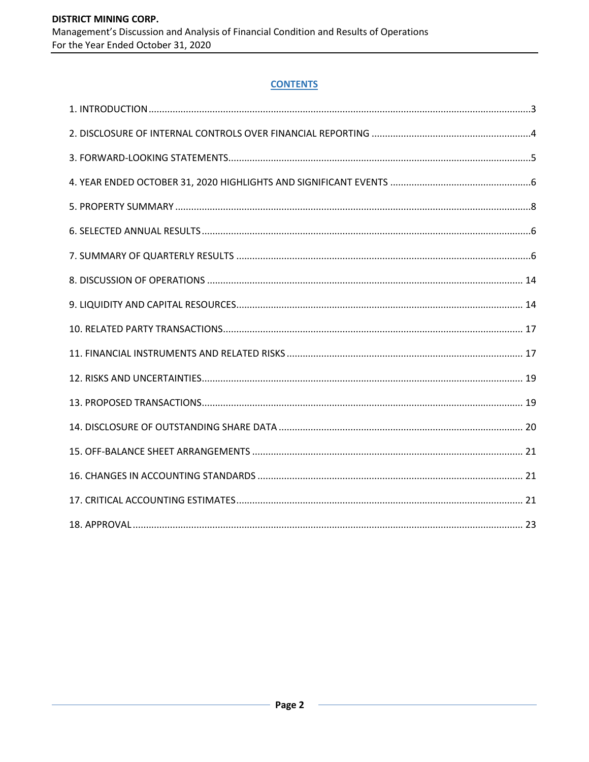## CONTENTS

| | |
|---|---|
| 1. INTRODUCTION | 3 |
| 2. DISCLOSURE OF INTERNAL CONTROLS OVER FINANCIAL REPORTING | 4 |
| 3. FORWARD-LOOKING STATEMENTS | 5 |
| 4. YEAR ENDED OCTOBER 31, 2020 HIGHLIGHTS AND SIGNIFICANT EVENTS | 6 |
| 5. PROPERTY SUMMARY | 8 |
| 6. SELECTED ANNUAL RESULTS | 6 |
| 7. SUMMARY OF QUARTERLY RESULTS | 6 |
| 8. DISCUSSION OF OPERATIONS | 14 |
| 9. LIQUIDITY AND CAPITAL RESOURCES | 14 |
| 10. RELATED PARTY TRANSACTIONS | 17 |
| 11. FINANCIAL INSTRUMENTS AND RELATED RISKS | 17 |
| 12. RISKS AND UNCERTAINTIES | 19 |
| 13. PROPOSED TRANSACTIONS | 19 |
| 14. DISCLOSURE OF OUTSTANDING SHARE DATA | 20 |
| 15. OFF-BALANCE SHEET ARRANGEMENTS | 21 |
| 16. CHANGES IN ACCOUNTING STANDARDS | 21 |
| 17. CRITICAL ACCOUNTING ESTIMATES | 21 |
| 18. APPROVAL | 23 |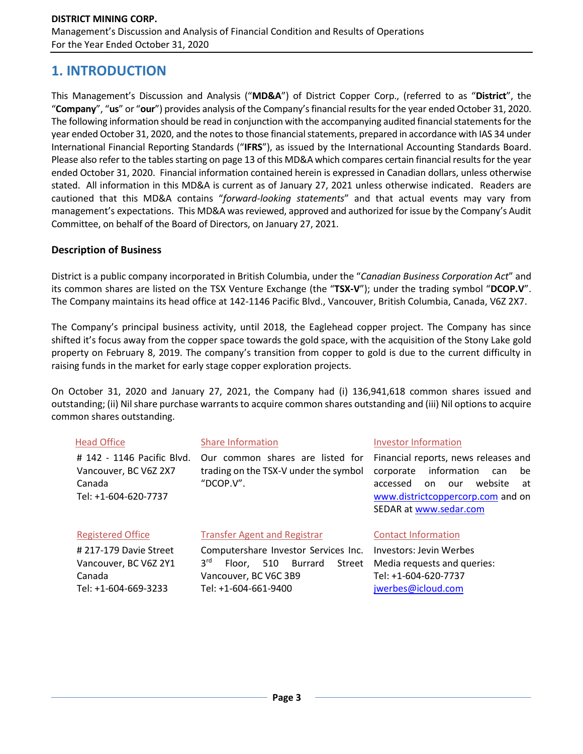# 1. INTRODUCTION

This Management's Discussion and Analysis ("**MD&A**") of District Copper Corp., (referred to as "**District**", the "**Company**", "**us**" or "**our**") provides analysis of the Company's financial results for the year ended October 31, 2020. The following information should be read in conjunction with the accompanying audited financial statements for the year ended October 31, 2020, and the notes to those financial statements, prepared in accordance with IAS 34 under International Financial Reporting Standards ("**IFRS**"), as issued by the International Accounting Standards Board. Please also refer to the tables starting on page 13 of this MD&A which compares certain financial results for the year ended October 31, 2020. Financial information contained herein is expressed in Canadian dollars, unless otherwise stated. All information in this MD&A is current as of January 27, 2021 unless otherwise indicated. Readers are cautioned that this MD&A contains "*forward-looking statements*" and that actual events may vary from management's expectations. This MD&A was reviewed, approved and authorized for issue by the Company's Audit Committee, on behalf of the Board of Directors, on January 27, 2021.

### Description of Business

District is a public company incorporated in British Columbia, under the "*Canadian Business Corporation Act*" and its common shares are listed on the TSX Venture Exchange (the "**TSX-V**"); under the trading symbol "**DCOP.V**". The Company maintains its head office at 142-1146 Pacific Blvd., Vancouver, British Columbia, Canada, V6Z 2X7.

The Company's principal business activity, until 2018, the Eaglehead copper project. The Company has since shifted it's focus away from the copper space towards the gold space, with the acquisition of the Stony Lake gold property on February 8, 2019. The company's transition from copper to gold is due to the current difficulty in raising funds in the market for early stage copper exploration projects.

On October 31, 2020 and January 27, 2021, the Company had (i) 136,941,618 common shares issued and outstanding; (ii) Nil share purchase warrants to acquire common shares outstanding and (iii) Nil options to acquire common shares outstanding.

Head Office
# 142 - 1146 Pacific Blvd.
Vancouver, BC V6Z 2X7
Canada
Tel: +1-604-620-7737

Share Information
Our common shares are listed for trading on the TSX-V under the symbol "DCOP.V".

Investor Information
Financial reports, news releases and corporate information can be accessed on our website at www.districtcoppercorp.com and on SEDAR at www.sedar.com

Registered Office
# 217-179 Davie Street
Vancouver, BC V6Z 2Y1
Canada
Tel: +1-604-669-3233

Transfer Agent and Registrar
Computershare Investor Services Inc.
3rd Floor, 510 Burrard Street
Vancouver, BC V6C 3B9
Tel: +1-604-661-9400

Contact Information
Investors: Jevin Werbes
Media requests and queries:
Tel: +1-604-620-7737
jwerbes@icloud.com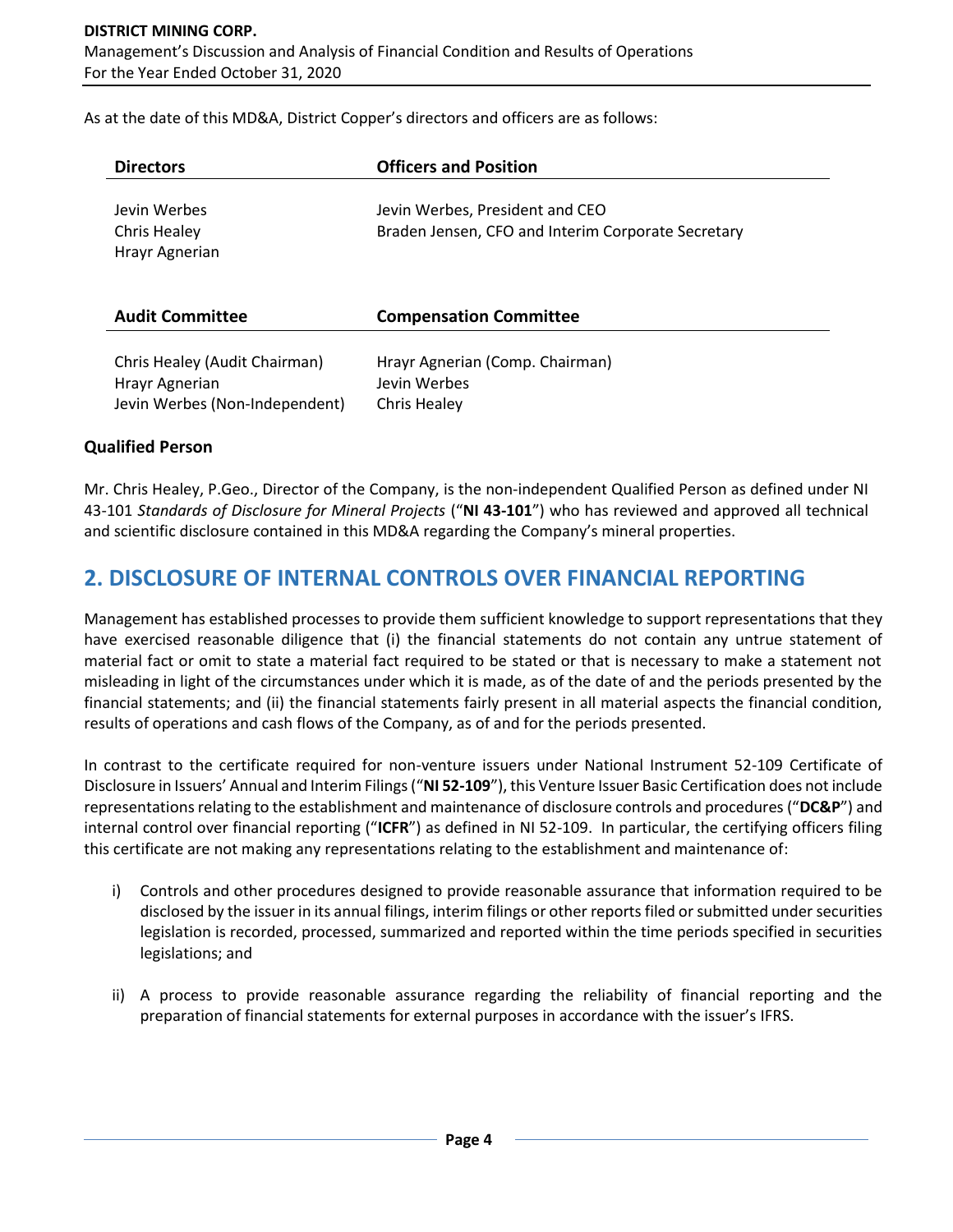As at the date of this MD&A, District Copper's directors and officers are as follows:

| Directors | Officers and Position |
|---|---|
| Jevin Werbes | Jevin Werbes, President and CEO |
| Chris Healey | Braden Jensen, CFO and Interim Corporate Secretary |
| Hrayr Agnerian | |

| Audit Committee | Compensation Committee |
|---|---|
| Chris Healey (Audit Chairman) | Hrayr Agnerian (Comp. Chairman) |
| Hrayr Agnerian | Jevin Werbes |
| Jevin Werbes (Non-Independent) | Chris Healey |

### Qualified Person

Mr. Chris Healey, P.Geo., Director of the Company, is the non-independent Qualified Person as defined under NI 43-101 *Standards of Disclosure for Mineral Projects* ("**NI 43-101**") who has reviewed and approved all technical and scientific disclosure contained in this MD&A regarding the Company's mineral properties.

## 2. DISCLOSURE OF INTERNAL CONTROLS OVER FINANCIAL REPORTING

Management has established processes to provide them sufficient knowledge to support representations that they have exercised reasonable diligence that (i) the financial statements do not contain any untrue statement of material fact or omit to state a material fact required to be stated or that is necessary to make a statement not misleading in light of the circumstances under which it is made, as of the date of and the periods presented by the financial statements; and (ii) the financial statements fairly present in all material aspects the financial condition, results of operations and cash flows of the Company, as of and for the periods presented.

In contrast to the certificate required for non-venture issuers under National Instrument 52-109 Certificate of Disclosure in Issuers' Annual and Interim Filings ("**NI 52-109**"), this Venture Issuer Basic Certification does not include representations relating to the establishment and maintenance of disclosure controls and procedures ("**DC&P**") and internal control over financial reporting ("**ICFR**") as defined in NI 52-109. In particular, the certifying officers filing this certificate are not making any representations relating to the establishment and maintenance of:

i) Controls and other procedures designed to provide reasonable assurance that information required to be disclosed by the issuer in its annual filings, interim filings or other reports filed or submitted under securities legislation is recorded, processed, summarized and reported within the time periods specified in securities legislations; and

ii) A process to provide reasonable assurance regarding the reliability of financial reporting and the preparation of financial statements for external purposes in accordance with the issuer's IFRS.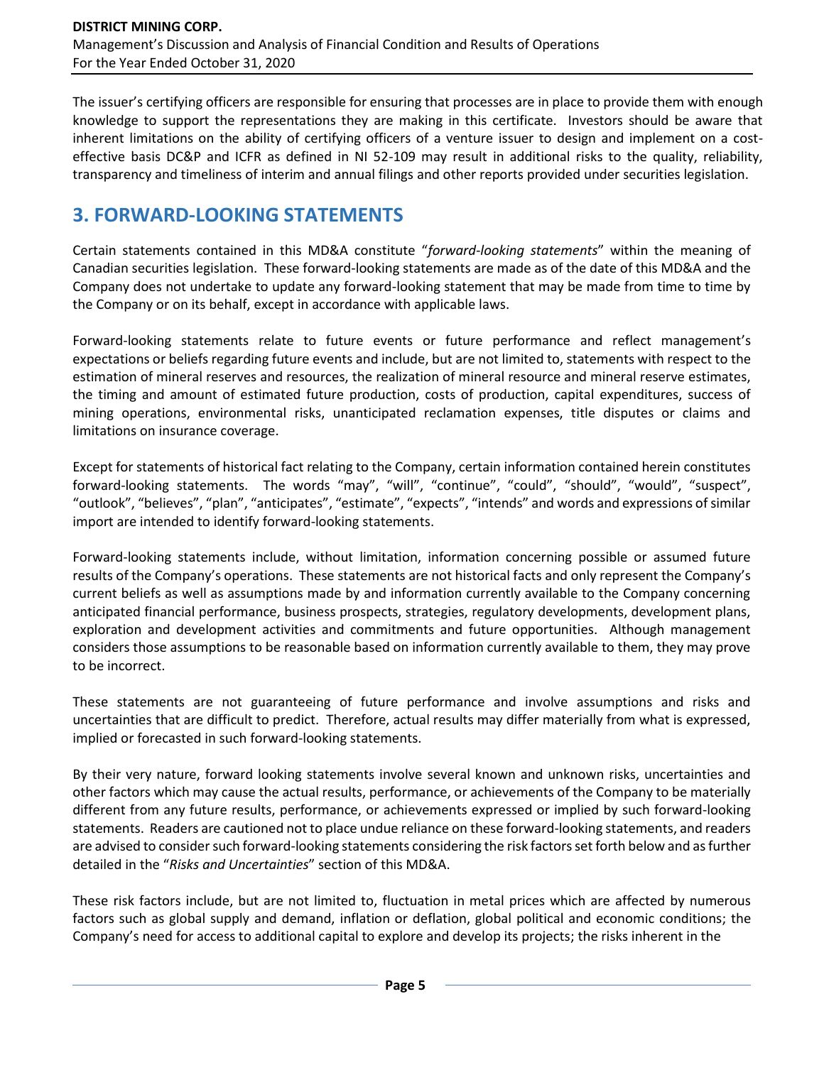The issuer's certifying officers are responsible for ensuring that processes are in place to provide them with enough knowledge to support the representations they are making in this certificate. Investors should be aware that inherent limitations on the ability of certifying officers of a venture issuer to design and implement on a cost-effective basis DC&P and ICFR as defined in NI 52-109 may result in additional risks to the quality, reliability, transparency and timeliness of interim and annual filings and other reports provided under securities legislation.

## 3. FORWARD-LOOKING STATEMENTS

Certain statements contained in this MD&A constitute "*forward-looking statements*" within the meaning of Canadian securities legislation. These forward-looking statements are made as of the date of this MD&A and the Company does not undertake to update any forward-looking statement that may be made from time to time by the Company or on its behalf, except in accordance with applicable laws.

Forward-looking statements relate to future events or future performance and reflect management's expectations or beliefs regarding future events and include, but are not limited to, statements with respect to the estimation of mineral reserves and resources, the realization of mineral resource and mineral reserve estimates, the timing and amount of estimated future production, costs of production, capital expenditures, success of mining operations, environmental risks, unanticipated reclamation expenses, title disputes or claims and limitations on insurance coverage.

Except for statements of historical fact relating to the Company, certain information contained herein constitutes forward-looking statements. The words "may", "will", "continue", "could", "should", "would", "suspect", "outlook", "believes", "plan", "anticipates", "estimate", "expects", "intends" and words and expressions of similar import are intended to identify forward-looking statements.

Forward-looking statements include, without limitation, information concerning possible or assumed future results of the Company's operations. These statements are not historical facts and only represent the Company's current beliefs as well as assumptions made by and information currently available to the Company concerning anticipated financial performance, business prospects, strategies, regulatory developments, development plans, exploration and development activities and commitments and future opportunities. Although management considers those assumptions to be reasonable based on information currently available to them, they may prove to be incorrect.

These statements are not guaranteeing of future performance and involve assumptions and risks and uncertainties that are difficult to predict. Therefore, actual results may differ materially from what is expressed, implied or forecasted in such forward-looking statements.

By their very nature, forward looking statements involve several known and unknown risks, uncertainties and other factors which may cause the actual results, performance, or achievements of the Company to be materially different from any future results, performance, or achievements expressed or implied by such forward-looking statements. Readers are cautioned not to place undue reliance on these forward-looking statements, and readers are advised to consider such forward-looking statements considering the risk factors set forth below and as further detailed in the "*Risks and Uncertainties*" section of this MD&A.

These risk factors include, but are not limited to, fluctuation in metal prices which are affected by numerous factors such as global supply and demand, inflation or deflation, global political and economic conditions; the Company's need for access to additional capital to explore and develop its projects; the risks inherent in the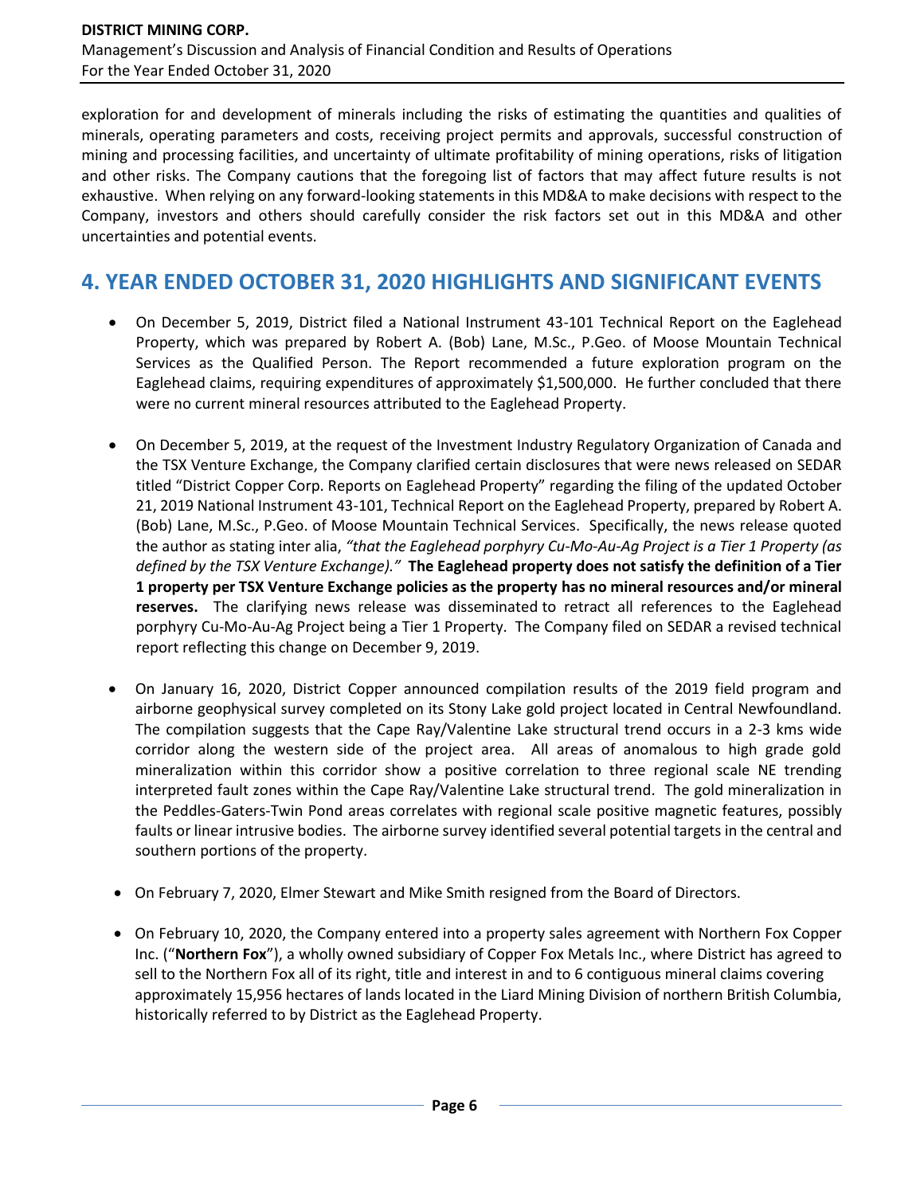exploration for and development of minerals including the risks of estimating the quantities and qualities of minerals, operating parameters and costs, receiving project permits and approvals, successful construction of mining and processing facilities, and uncertainty of ultimate profitability of mining operations, risks of litigation and other risks. The Company cautions that the foregoing list of factors that may affect future results is not exhaustive. When relying on any forward-looking statements in this MD&A to make decisions with respect to the Company, investors and others should carefully consider the risk factors set out in this MD&A and other uncertainties and potential events.

## 4. YEAR ENDED OCTOBER 31, 2020 HIGHLIGHTS AND SIGNIFICANT EVENTS

- On December 5, 2019, District filed a National Instrument 43-101 Technical Report on the Eaglehead Property, which was prepared by Robert A. (Bob) Lane, M.Sc., P.Geo. of Moose Mountain Technical Services as the Qualified Person. The Report recommended a future exploration program on the Eaglehead claims, requiring expenditures of approximately $1,500,000. He further concluded that there were no current mineral resources attributed to the Eaglehead Property.

- On December 5, 2019, at the request of the Investment Industry Regulatory Organization of Canada and the TSX Venture Exchange, the Company clarified certain disclosures that were news released on SEDAR titled "District Copper Corp. Reports on Eaglehead Property" regarding the filing of the updated October 21, 2019 National Instrument 43-101, Technical Report on the Eaglehead Property, prepared by Robert A. (Bob) Lane, M.Sc., P.Geo. of Moose Mountain Technical Services. Specifically, the news release quoted the author as stating inter alia, *"that the Eaglehead porphyry Cu-Mo-Au-Ag Project is a Tier 1 Property (as defined by the TSX Venture Exchange)."* **The Eaglehead property does not satisfy the definition of a Tier 1 property per TSX Venture Exchange policies as the property has no mineral resources and/or mineral reserves.** The clarifying news release was disseminated to retract all references to the Eaglehead porphyry Cu-Mo-Au-Ag Project being a Tier 1 Property. The Company filed on SEDAR a revised technical report reflecting this change on December 9, 2019.

- On January 16, 2020, District Copper announced compilation results of the 2019 field program and airborne geophysical survey completed on its Stony Lake gold project located in Central Newfoundland. The compilation suggests that the Cape Ray/Valentine Lake structural trend occurs in a 2-3 kms wide corridor along the western side of the project area. All areas of anomalous to high grade gold mineralization within this corridor show a positive correlation to three regional scale NE trending interpreted fault zones within the Cape Ray/Valentine Lake structural trend. The gold mineralization in the Peddles-Gaters-Twin Pond areas correlates with regional scale positive magnetic features, possibly faults or linear intrusive bodies. The airborne survey identified several potential targets in the central and southern portions of the property.

- On February 7, 2020, Elmer Stewart and Mike Smith resigned from the Board of Directors.

- On February 10, 2020, the Company entered into a property sales agreement with Northern Fox Copper Inc. ("**Northern Fox**"), a wholly owned subsidiary of Copper Fox Metals Inc., where District has agreed to sell to the Northern Fox all of its right, title and interest in and to 6 contiguous mineral claims covering approximately 15,956 hectares of lands located in the Liard Mining Division of northern British Columbia, historically referred to by District as the Eaglehead Property.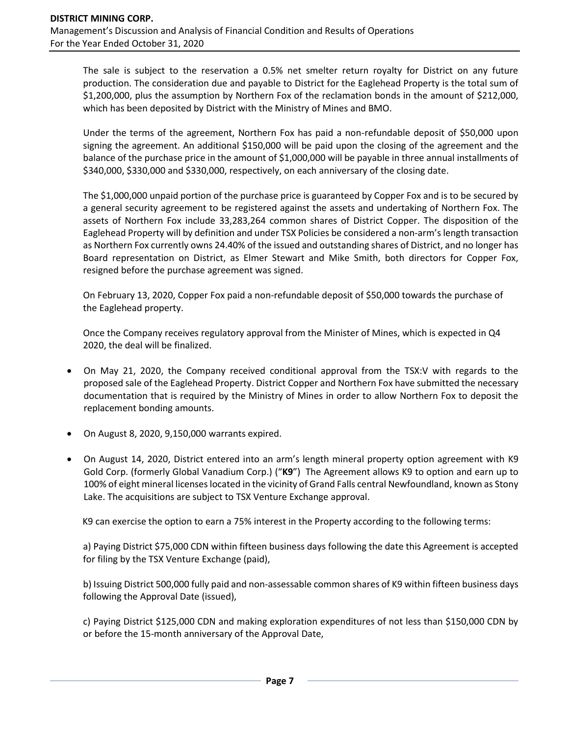The sale is subject to the reservation a 0.5% net smelter return royalty for District on any future production. The consideration due and payable to District for the Eaglehead Property is the total sum of $1,200,000, plus the assumption by Northern Fox of the reclamation bonds in the amount of $212,000, which has been deposited by District with the Ministry of Mines and BMO.

Under the terms of the agreement, Northern Fox has paid a non-refundable deposit of $50,000 upon signing the agreement. An additional $150,000 will be paid upon the closing of the agreement and the balance of the purchase price in the amount of $1,000,000 will be payable in three annual installments of $340,000, $330,000 and $330,000, respectively, on each anniversary of the closing date.

The $1,000,000 unpaid portion of the purchase price is guaranteed by Copper Fox and is to be secured by a general security agreement to be registered against the assets and undertaking of Northern Fox. The assets of Northern Fox include 33,283,264 common shares of District Copper. The disposition of the Eaglehead Property will by definition and under TSX Policies be considered a non-arm's length transaction as Northern Fox currently owns 24.40% of the issued and outstanding shares of District, and no longer has Board representation on District, as Elmer Stewart and Mike Smith, both directors for Copper Fox, resigned before the purchase agreement was signed.

On February 13, 2020, Copper Fox paid a non-refundable deposit of $50,000 towards the purchase of the Eaglehead property.

Once the Company receives regulatory approval from the Minister of Mines, which is expected in Q4 2020, the deal will be finalized.

- On May 21, 2020, the Company received conditional approval from the TSX:V with regards to the proposed sale of the Eaglehead Property. District Copper and Northern Fox have submitted the necessary documentation that is required by the Ministry of Mines in order to allow Northern Fox to deposit the replacement bonding amounts.

- On August 8, 2020, 9,150,000 warrants expired.

- On August 14, 2020, District entered into an arm's length mineral property option agreement with K9 Gold Corp. (formerly Global Vanadium Corp.) ("**K9**") The Agreement allows K9 to option and earn up to 100% of eight mineral licenses located in the vicinity of Grand Falls central Newfoundland, known as Stony Lake. The acquisitions are subject to TSX Venture Exchange approval.

  K9 can exercise the option to earn a 75% interest in the Property according to the following terms:

  a) Paying District $75,000 CDN within fifteen business days following the date this Agreement is accepted for filing by the TSX Venture Exchange (paid),

  b) Issuing District 500,000 fully paid and non-assessable common shares of K9 within fifteen business days following the Approval Date (issued),

  c) Paying District $125,000 CDN and making exploration expenditures of not less than $150,000 CDN by or before the 15-month anniversary of the Approval Date,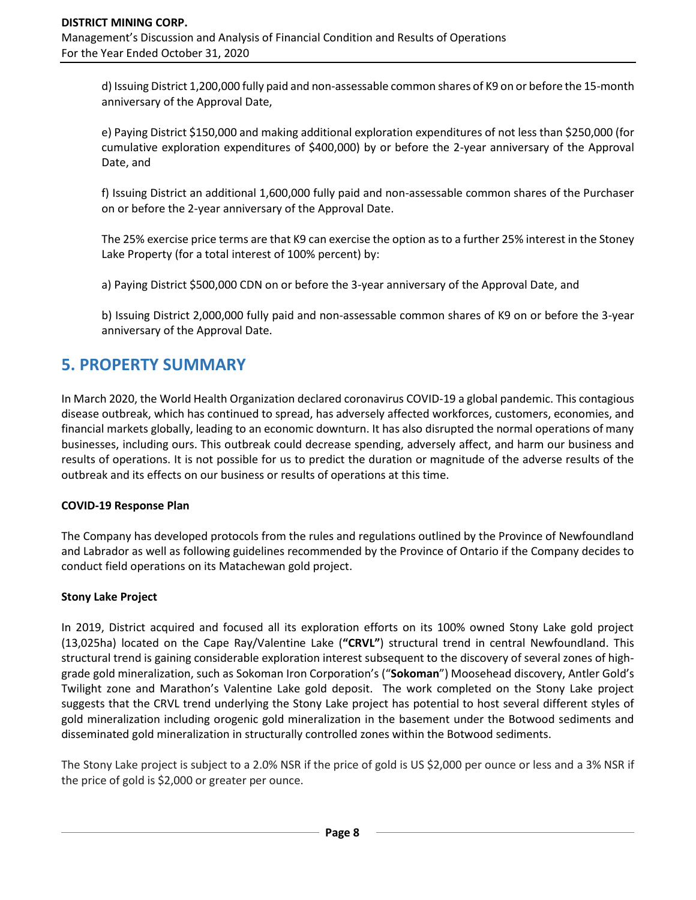d) Issuing District 1,200,000 fully paid and non-assessable common shares of K9 on or before the 15-month anniversary of the Approval Date,

e) Paying District $150,000 and making additional exploration expenditures of not less than $250,000 (for cumulative exploration expenditures of $400,000) by or before the 2-year anniversary of the Approval Date, and

f) Issuing District an additional 1,600,000 fully paid and non-assessable common shares of the Purchaser on or before the 2-year anniversary of the Approval Date.

The 25% exercise price terms are that K9 can exercise the option as to a further 25% interest in the Stoney Lake Property (for a total interest of 100% percent) by:

a) Paying District $500,000 CDN on or before the 3-year anniversary of the Approval Date, and

b) Issuing District 2,000,000 fully paid and non-assessable common shares of K9 on or before the 3-year anniversary of the Approval Date.

## 5. PROPERTY SUMMARY

In March 2020, the World Health Organization declared coronavirus COVID-19 a global pandemic. This contagious disease outbreak, which has continued to spread, has adversely affected workforces, customers, economies, and financial markets globally, leading to an economic downturn. It has also disrupted the normal operations of many businesses, including ours. This outbreak could decrease spending, adversely affect, and harm our business and results of operations. It is not possible for us to predict the duration or magnitude of the adverse results of the outbreak and its effects on our business or results of operations at this time.

**COVID-19 Response Plan**

The Company has developed protocols from the rules and regulations outlined by the Province of Newfoundland and Labrador as well as following guidelines recommended by the Province of Ontario if the Company decides to conduct field operations on its Matachewan gold project.

**Stony Lake Project**

In 2019, District acquired and focused all its exploration efforts on its 100% owned Stony Lake gold project (13,025ha) located on the Cape Ray/Valentine Lake (**"CRVL"**) structural trend in central Newfoundland. This structural trend is gaining considerable exploration interest subsequent to the discovery of several zones of high-grade gold mineralization, such as Sokoman Iron Corporation's ("**Sokoman**") Moosehead discovery, Antler Gold's Twilight zone and Marathon's Valentine Lake gold deposit. The work completed on the Stony Lake project suggests that the CRVL trend underlying the Stony Lake project has potential to host several different styles of gold mineralization including orogenic gold mineralization in the basement under the Botwood sediments and disseminated gold mineralization in structurally controlled zones within the Botwood sediments.

The Stony Lake project is subject to a 2.0% NSR if the price of gold is US $2,000 per ounce or less and a 3% NSR if the price of gold is $2,000 or greater per ounce.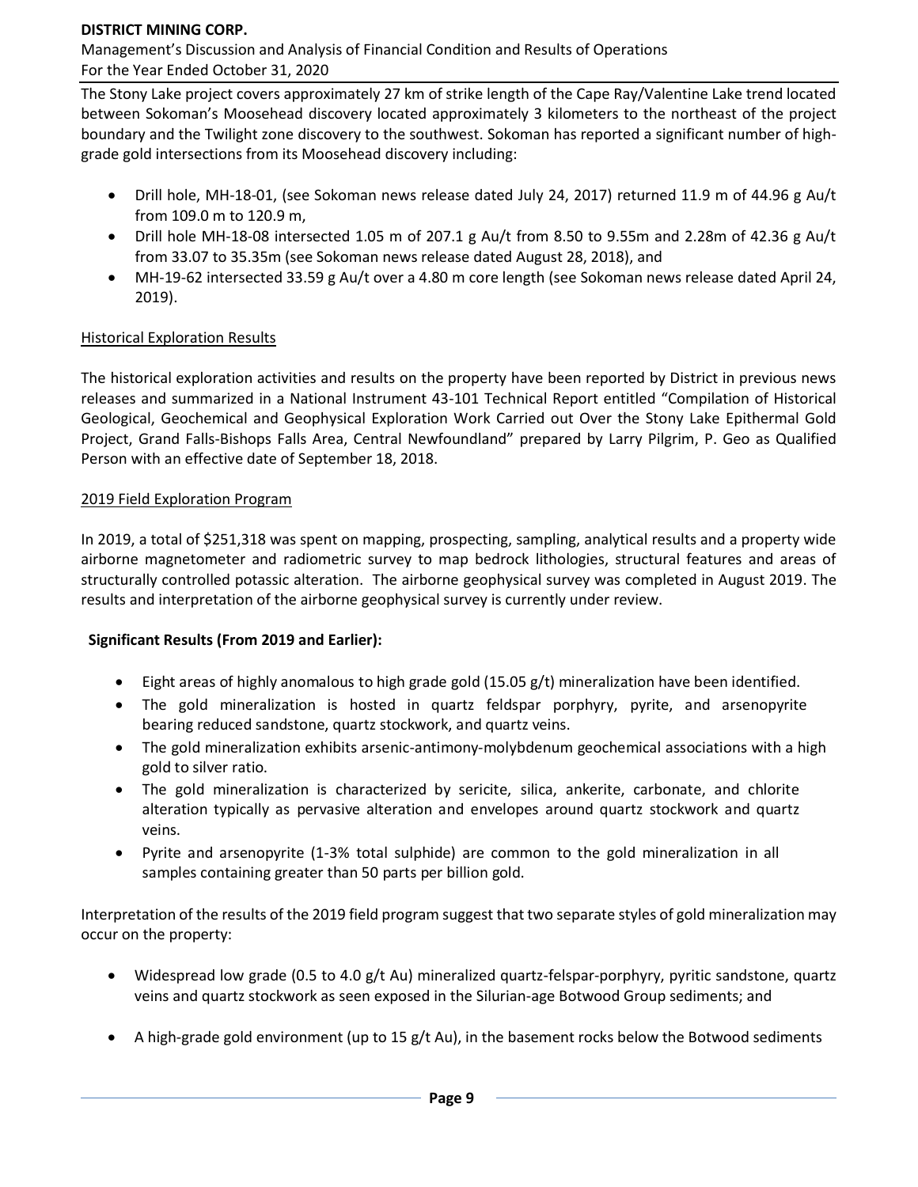The Stony Lake project covers approximately 27 km of strike length of the Cape Ray/Valentine Lake trend located between Sokoman's Moosehead discovery located approximately 3 kilometers to the northeast of the project boundary and the Twilight zone discovery to the southwest. Sokoman has reported a significant number of high-grade gold intersections from its Moosehead discovery including:

- Drill hole, MH-18-01, (see Sokoman news release dated July 24, 2017) returned 11.9 m of 44.96 g Au/t from 109.0 m to 120.9 m,
- Drill hole MH-18-08 intersected 1.05 m of 207.1 g Au/t from 8.50 to 9.55m and 2.28m of 42.36 g Au/t from 33.07 to 35.35m (see Sokoman news release dated August 28, 2018), and
- MH-19-62 intersected 33.59 g Au/t over a 4.80 m core length (see Sokoman news release dated April 24, 2019).

Historical Exploration Results

The historical exploration activities and results on the property have been reported by District in previous news releases and summarized in a National Instrument 43-101 Technical Report entitled "Compilation of Historical Geological, Geochemical and Geophysical Exploration Work Carried out Over the Stony Lake Epithermal Gold Project, Grand Falls-Bishops Falls Area, Central Newfoundland" prepared by Larry Pilgrim, P. Geo as Qualified Person with an effective date of September 18, 2018.

2019 Field Exploration Program

In 2019, a total of $251,318 was spent on mapping, prospecting, sampling, analytical results and a property wide airborne magnetometer and radiometric survey to map bedrock lithologies, structural features and areas of structurally controlled potassic alteration. The airborne geophysical survey was completed in August 2019. The results and interpretation of the airborne geophysical survey is currently under review.

**Significant Results (From 2019 and Earlier):**

- Eight areas of highly anomalous to high grade gold (15.05 g/t) mineralization have been identified.
- The gold mineralization is hosted in quartz feldspar porphyry, pyrite, and arsenopyrite bearing reduced sandstone, quartz stockwork, and quartz veins.
- The gold mineralization exhibits arsenic-antimony-molybdenum geochemical associations with a high gold to silver ratio.
- The gold mineralization is characterized by sericite, silica, ankerite, carbonate, and chlorite alteration typically as pervasive alteration and envelopes around quartz stockwork and quartz veins.
- Pyrite and arsenopyrite (1-3% total sulphide) are common to the gold mineralization in all samples containing greater than 50 parts per billion gold.

Interpretation of the results of the 2019 field program suggest that two separate styles of gold mineralization may occur on the property:

- Widespread low grade (0.5 to 4.0 g/t Au) mineralized quartz-felspar-porphyry, pyritic sandstone, quartz veins and quartz stockwork as seen exposed in the Silurian-age Botwood Group sediments; and
- A high-grade gold environment (up to 15 g/t Au), in the basement rocks below the Botwood sediments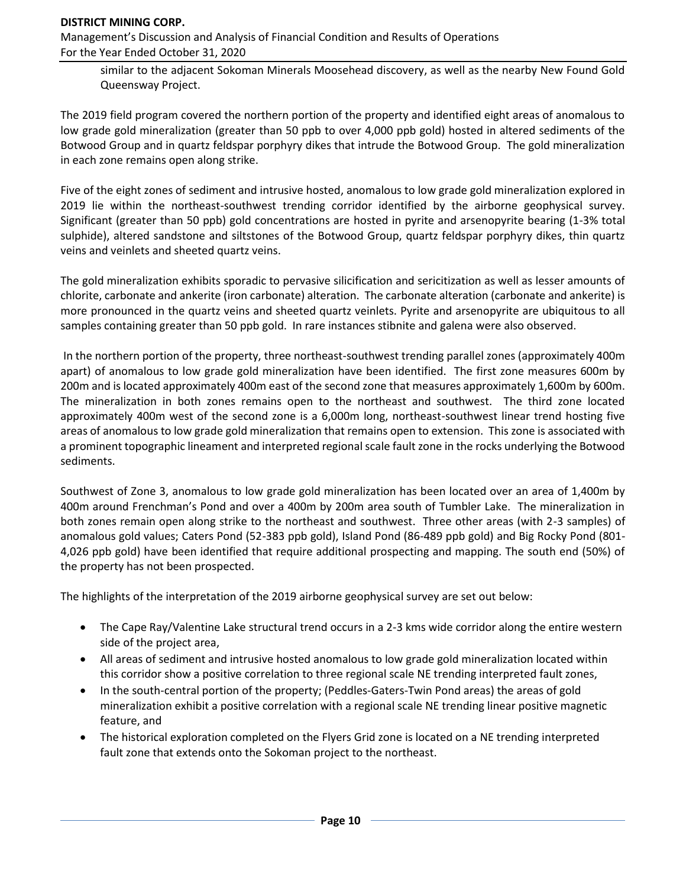similar to the adjacent Sokoman Minerals Moosehead discovery, as well as the nearby New Found Gold Queensway Project.

The 2019 field program covered the northern portion of the property and identified eight areas of anomalous to low grade gold mineralization (greater than 50 ppb to over 4,000 ppb gold) hosted in altered sediments of the Botwood Group and in quartz feldspar porphyry dikes that intrude the Botwood Group. The gold mineralization in each zone remains open along strike.

Five of the eight zones of sediment and intrusive hosted, anomalous to low grade gold mineralization explored in 2019 lie within the northeast-southwest trending corridor identified by the airborne geophysical survey. Significant (greater than 50 ppb) gold concentrations are hosted in pyrite and arsenopyrite bearing (1-3% total sulphide), altered sandstone and siltstones of the Botwood Group, quartz feldspar porphyry dikes, thin quartz veins and veinlets and sheeted quartz veins.

The gold mineralization exhibits sporadic to pervasive silicification and sericitization as well as lesser amounts of chlorite, carbonate and ankerite (iron carbonate) alteration. The carbonate alteration (carbonate and ankerite) is more pronounced in the quartz veins and sheeted quartz veinlets. Pyrite and arsenopyrite are ubiquitous to all samples containing greater than 50 ppb gold. In rare instances stibnite and galena were also observed.

In the northern portion of the property, three northeast-southwest trending parallel zones (approximately 400m apart) of anomalous to low grade gold mineralization have been identified. The first zone measures 600m by 200m and is located approximately 400m east of the second zone that measures approximately 1,600m by 600m. The mineralization in both zones remains open to the northeast and southwest. The third zone located approximately 400m west of the second zone is a 6,000m long, northeast-southwest linear trend hosting five areas of anomalous to low grade gold mineralization that remains open to extension. This zone is associated with a prominent topographic lineament and interpreted regional scale fault zone in the rocks underlying the Botwood sediments.

Southwest of Zone 3, anomalous to low grade gold mineralization has been located over an area of 1,400m by 400m around Frenchman's Pond and over a 400m by 200m area south of Tumbler Lake. The mineralization in both zones remain open along strike to the northeast and southwest. Three other areas (with 2-3 samples) of anomalous gold values; Caters Pond (52-383 ppb gold), Island Pond (86-489 ppb gold) and Big Rocky Pond (801-4,026 ppb gold) have been identified that require additional prospecting and mapping. The south end (50%) of the property has not been prospected.

The highlights of the interpretation of the 2019 airborne geophysical survey are set out below:

- The Cape Ray/Valentine Lake structural trend occurs in a 2-3 kms wide corridor along the entire western side of the project area,
- All areas of sediment and intrusive hosted anomalous to low grade gold mineralization located within this corridor show a positive correlation to three regional scale NE trending interpreted fault zones,
- In the south-central portion of the property; (Peddles-Gaters-Twin Pond areas) the areas of gold mineralization exhibit a positive correlation with a regional scale NE trending linear positive magnetic feature, and
- The historical exploration completed on the Flyers Grid zone is located on a NE trending interpreted fault zone that extends onto the Sokoman project to the northeast.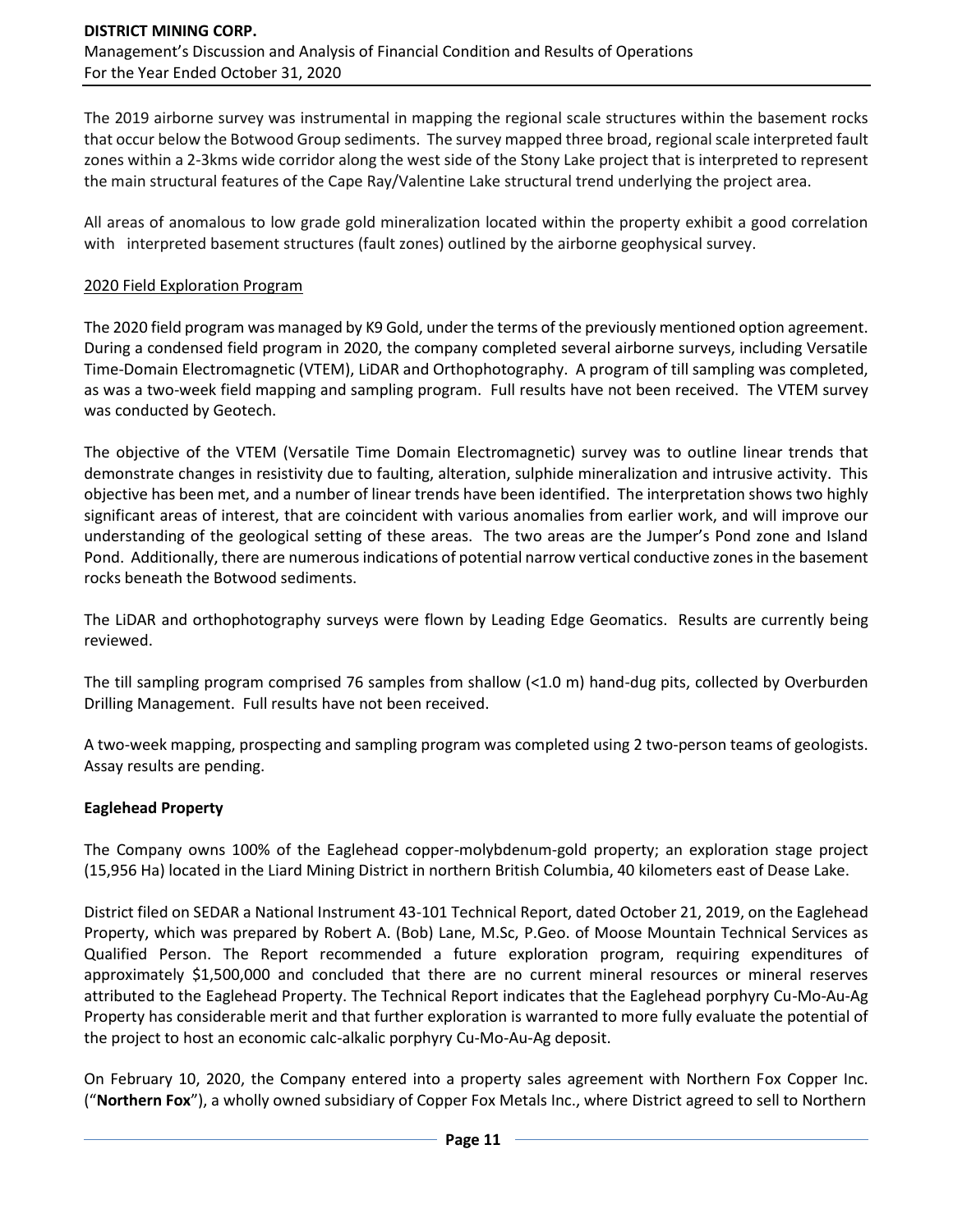The 2019 airborne survey was instrumental in mapping the regional scale structures within the basement rocks that occur below the Botwood Group sediments. The survey mapped three broad, regional scale interpreted fault zones within a 2-3kms wide corridor along the west side of the Stony Lake project that is interpreted to represent the main structural features of the Cape Ray/Valentine Lake structural trend underlying the project area.

All areas of anomalous to low grade gold mineralization located within the property exhibit a good correlation with interpreted basement structures (fault zones) outlined by the airborne geophysical survey.

2020 Field Exploration Program

The 2020 field program was managed by K9 Gold, under the terms of the previously mentioned option agreement. During a condensed field program in 2020, the company completed several airborne surveys, including Versatile Time-Domain Electromagnetic (VTEM), LiDAR and Orthophotography. A program of till sampling was completed, as was a two-week field mapping and sampling program. Full results have not been received. The VTEM survey was conducted by Geotech.

The objective of the VTEM (Versatile Time Domain Electromagnetic) survey was to outline linear trends that demonstrate changes in resistivity due to faulting, alteration, sulphide mineralization and intrusive activity. This objective has been met, and a number of linear trends have been identified. The interpretation shows two highly significant areas of interest, that are coincident with various anomalies from earlier work, and will improve our understanding of the geological setting of these areas. The two areas are the Jumper's Pond zone and Island Pond. Additionally, there are numerous indications of potential narrow vertical conductive zones in the basement rocks beneath the Botwood sediments.

The LiDAR and orthophotography surveys were flown by Leading Edge Geomatics. Results are currently being reviewed.

The till sampling program comprised 76 samples from shallow (<1.0 m) hand-dug pits, collected by Overburden Drilling Management. Full results have not been received.

A two-week mapping, prospecting and sampling program was completed using 2 two-person teams of geologists. Assay results are pending.

**Eaglehead Property**

The Company owns 100% of the Eaglehead copper-molybdenum-gold property; an exploration stage project (15,956 Ha) located in the Liard Mining District in northern British Columbia, 40 kilometers east of Dease Lake.

District filed on SEDAR a National Instrument 43-101 Technical Report, dated October 21, 2019, on the Eaglehead Property, which was prepared by Robert A. (Bob) Lane, M.Sc, P.Geo. of Moose Mountain Technical Services as Qualified Person. The Report recommended a future exploration program, requiring expenditures of approximately $1,500,000 and concluded that there are no current mineral resources or mineral reserves attributed to the Eaglehead Property. The Technical Report indicates that the Eaglehead porphyry Cu-Mo-Au-Ag Property has considerable merit and that further exploration is warranted to more fully evaluate the potential of the project to host an economic calc-alkalic porphyry Cu-Mo-Au-Ag deposit.

On February 10, 2020, the Company entered into a property sales agreement with Northern Fox Copper Inc. ("**Northern Fox**"), a wholly owned subsidiary of Copper Fox Metals Inc., where District agreed to sell to Northern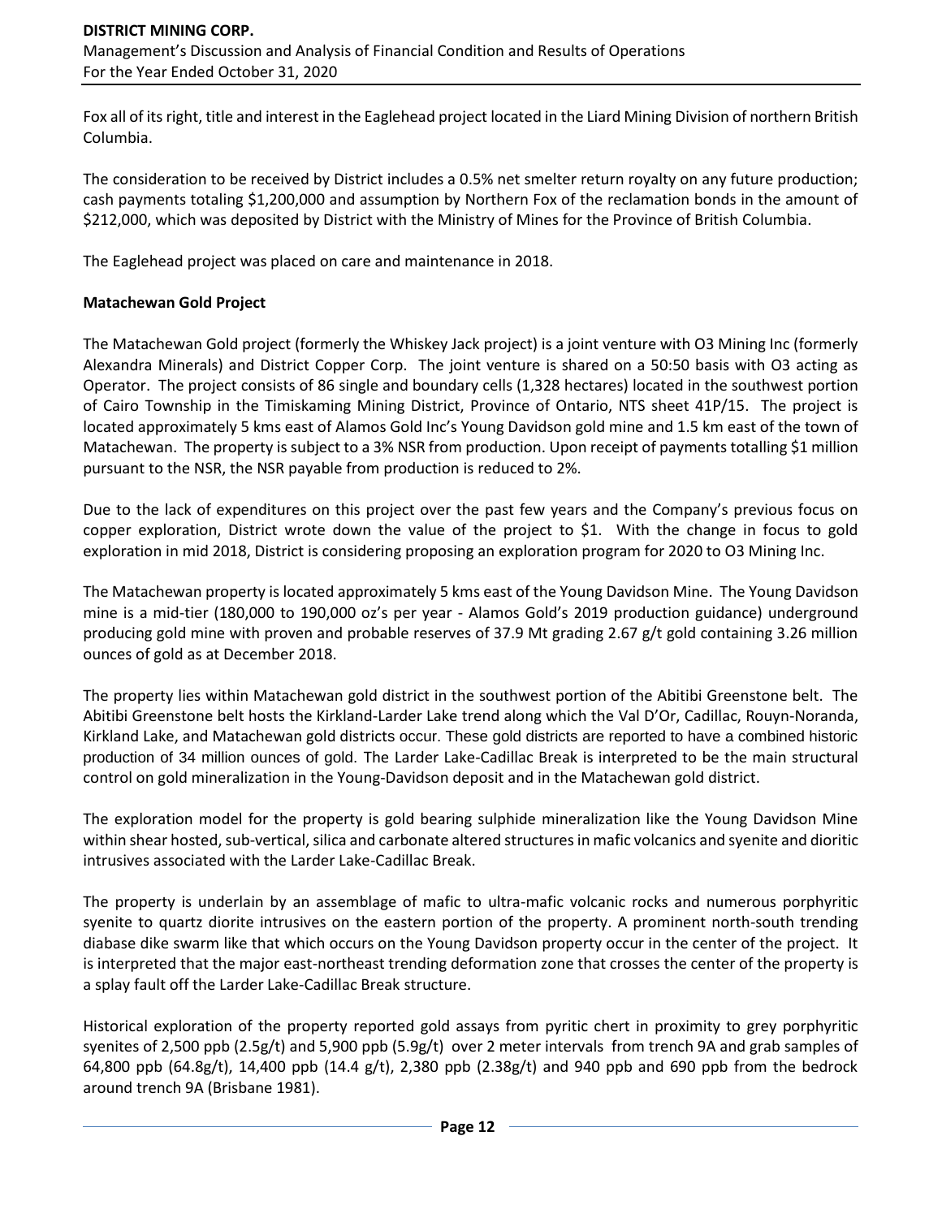Fox all of its right, title and interest in the Eaglehead project located in the Liard Mining Division of northern British Columbia.

The consideration to be received by District includes a 0.5% net smelter return royalty on any future production; cash payments totaling $1,200,000 and assumption by Northern Fox of the reclamation bonds in the amount of $212,000, which was deposited by District with the Ministry of Mines for the Province of British Columbia.

The Eaglehead project was placed on care and maintenance in 2018.

**Matachewan Gold Project**

The Matachewan Gold project (formerly the Whiskey Jack project) is a joint venture with O3 Mining Inc (formerly Alexandra Minerals) and District Copper Corp. The joint venture is shared on a 50:50 basis with O3 acting as Operator. The project consists of 86 single and boundary cells (1,328 hectares) located in the southwest portion of Cairo Township in the Timiskaming Mining District, Province of Ontario, NTS sheet 41P/15. The project is located approximately 5 kms east of Alamos Gold Inc's Young Davidson gold mine and 1.5 km east of the town of Matachewan. The property is subject to a 3% NSR from production. Upon receipt of payments totalling $1 million pursuant to the NSR, the NSR payable from production is reduced to 2%.

Due to the lack of expenditures on this project over the past few years and the Company's previous focus on copper exploration, District wrote down the value of the project to $1. With the change in focus to gold exploration in mid 2018, District is considering proposing an exploration program for 2020 to O3 Mining Inc.

The Matachewan property is located approximately 5 kms east of the Young Davidson Mine. The Young Davidson mine is a mid-tier (180,000 to 190,000 oz's per year - Alamos Gold's 2019 production guidance) underground producing gold mine with proven and probable reserves of 37.9 Mt grading 2.67 g/t gold containing 3.26 million ounces of gold as at December 2018.

The property lies within Matachewan gold district in the southwest portion of the Abitibi Greenstone belt. The Abitibi Greenstone belt hosts the Kirkland-Larder Lake trend along which the Val D'Or, Cadillac, Rouyn-Noranda, Kirkland Lake, and Matachewan gold districts occur. These gold districts are reported to have a combined historic production of 34 million ounces of gold. The Larder Lake-Cadillac Break is interpreted to be the main structural control on gold mineralization in the Young-Davidson deposit and in the Matachewan gold district.

The exploration model for the property is gold bearing sulphide mineralization like the Young Davidson Mine within shear hosted, sub-vertical, silica and carbonate altered structures in mafic volcanics and syenite and dioritic intrusives associated with the Larder Lake-Cadillac Break.

The property is underlain by an assemblage of mafic to ultra-mafic volcanic rocks and numerous porphyritic syenite to quartz diorite intrusives on the eastern portion of the property. A prominent north-south trending diabase dike swarm like that which occurs on the Young Davidson property occur in the center of the project. It is interpreted that the major east-northeast trending deformation zone that crosses the center of the property is a splay fault off the Larder Lake-Cadillac Break structure.

Historical exploration of the property reported gold assays from pyritic chert in proximity to grey porphyritic syenites of 2,500 ppb (2.5g/t) and 5,900 ppb (5.9g/t) over 2 meter intervals from trench 9A and grab samples of 64,800 ppb (64.8g/t), 14,400 ppb (14.4 g/t), 2,380 ppb (2.38g/t) and 940 ppb and 690 ppb from the bedrock around trench 9A (Brisbane 1981).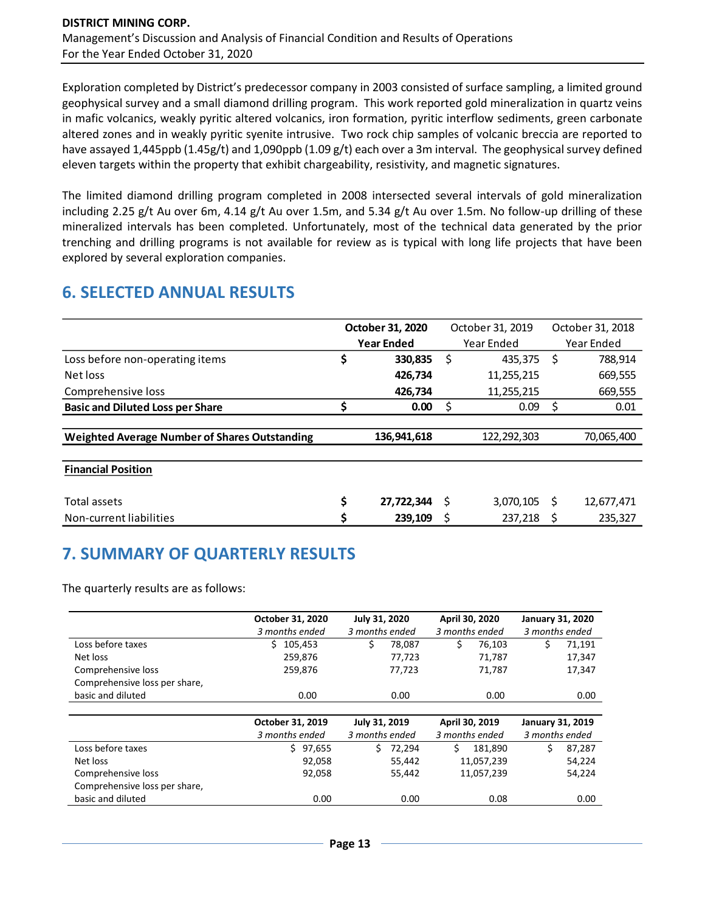Exploration completed by District's predecessor company in 2003 consisted of surface sampling, a limited ground geophysical survey and a small diamond drilling program. This work reported gold mineralization in quartz veins in mafic volcanics, weakly pyritic altered volcanics, iron formation, pyritic interflow sediments, green carbonate altered zones and in weakly pyritic syenite intrusive. Two rock chip samples of volcanic breccia are reported to have assayed 1,445ppb (1.45g/t) and 1,090ppb (1.09 g/t) each over a 3m interval. The geophysical survey defined eleven targets within the property that exhibit chargeability, resistivity, and magnetic signatures.

The limited diamond drilling program completed in 2008 intersected several intervals of gold mineralization including 2.25 g/t Au over 6m, 4.14 g/t Au over 1.5m, and 5.34 g/t Au over 1.5m. No follow-up drilling of these mineralized intervals has been completed. Unfortunately, most of the technical data generated by the prior trenching and drilling programs is not available for review as is typical with long life projects that have been explored by several exploration companies.

## 6. SELECTED ANNUAL RESULTS

| | **October 31, 2020 Year Ended** | October 31, 2019 Year Ended | October 31, 2018 Year Ended |
|---|---|---|---|
| Loss before non-operating items | **$ 330,835** | $ 435,375 | $ 788,914 |
| Net loss | **426,734** | 11,255,215 | 669,555 |
| Comprehensive loss | **426,734** | 11,255,215 | 669,555 |
| **Basic and Diluted Loss per Share** | **$ 0.00** | $ 0.09 | $ 0.01 |
| **Weighted Average Number of Shares Outstanding** | **136,941,618** | 122,292,303 | 70,065,400 |
| **Financial Position** | | | |
| Total assets | **$ 27,722,344** | $ 3,070,105 | $ 12,677,471 |
| Non-current liabilities | **$ 239,109** | $ 237,218 | $ 235,327 |

## 7. SUMMARY OF QUARTERLY RESULTS

The quarterly results are as follows:

| | **October 31, 2020** *3 months ended* | **July 31, 2020** *3 months ended* | **April 30, 2020** *3 months ended* | **January 31, 2020** *3 months ended* |
|---|---|---|---|---|
| Loss before taxes | $ 105,453 | $ 78,087 | $ 76,103 | $ 71,191 |
| Net loss | 259,876 | 77,723 | 71,787 | 17,347 |
| Comprehensive loss | 259,876 | 77,723 | 71,787 | 17,347 |
| Comprehensive loss per share, basic and diluted | 0.00 | 0.00 | 0.00 | 0.00 |

| | **October 31, 2019** *3 months ended* | **July 31, 2019** *3 months ended* | **April 30, 2019** *3 months ended* | **January 31, 2019** *3 months ended* |
|---|---|---|---|---|
| Loss before taxes | $ 97,655 | $ 72,294 | $ 181,890 | $ 87,287 |
| Net loss | 92,058 | 55,442 | 11,057,239 | 54,224 |
| Comprehensive loss | 92,058 | 55,442 | 11,057,239 | 54,224 |
| Comprehensive loss per share, basic and diluted | 0.00 | 0.00 | 0.08 | 0.00 |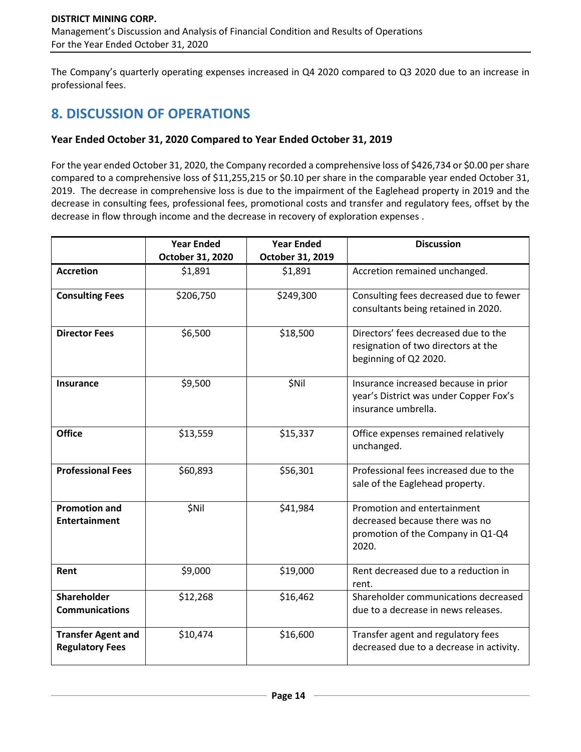The Company's quarterly operating expenses increased in Q4 2020 compared to Q3 2020 due to an increase in professional fees.

## 8. DISCUSSION OF OPERATIONS

### Year Ended October 31, 2020 Compared to Year Ended October 31, 2019

For the year ended October 31, 2020, the Company recorded a comprehensive loss of $426,734 or $0.00 per share compared to a comprehensive loss of $11,255,215 or $0.10 per share in the comparable year ended October 31, 2019. The decrease in comprehensive loss is due to the impairment of the Eaglehead property in 2019 and the decrease in consulting fees, professional fees, promotional costs and transfer and regulatory fees, offset by the decrease in flow through income and the decrease in recovery of exploration expenses .

| | Year Ended October 31, 2020 | Year Ended October 31, 2019 | Discussion |
|---|---|---|---|
| **Accretion** | $1,891 | $1,891 | Accretion remained unchanged. |
| **Consulting Fees** | $206,750 | $249,300 | Consulting fees decreased due to fewer consultants being retained in 2020. |
| **Director Fees** | $6,500 | $18,500 | Directors' fees decreased due to the resignation of two directors at the beginning of Q2 2020. |
| **Insurance** | $9,500 | $Nil | Insurance increased because in prior year's District was under Copper Fox's insurance umbrella. |
| **Office** | $13,559 | $15,337 | Office expenses remained relatively unchanged. |
| **Professional Fees** | $60,893 | $56,301 | Professional fees increased due to the sale of the Eaglehead property. |
| **Promotion and Entertainment** | $Nil | $41,984 | Promotion and entertainment decreased because there was no promotion of the Company in Q1-Q4 2020. |
| **Rent** | $9,000 | $19,000 | Rent decreased due to a reduction in rent. |
| **Shareholder Communications** | $12,268 | $16,462 | Shareholder communications decreased due to a decrease in news releases. |
| **Transfer Agent and Regulatory Fees** | $10,474 | $16,600 | Transfer agent and regulatory fees decreased due to a decrease in activity. |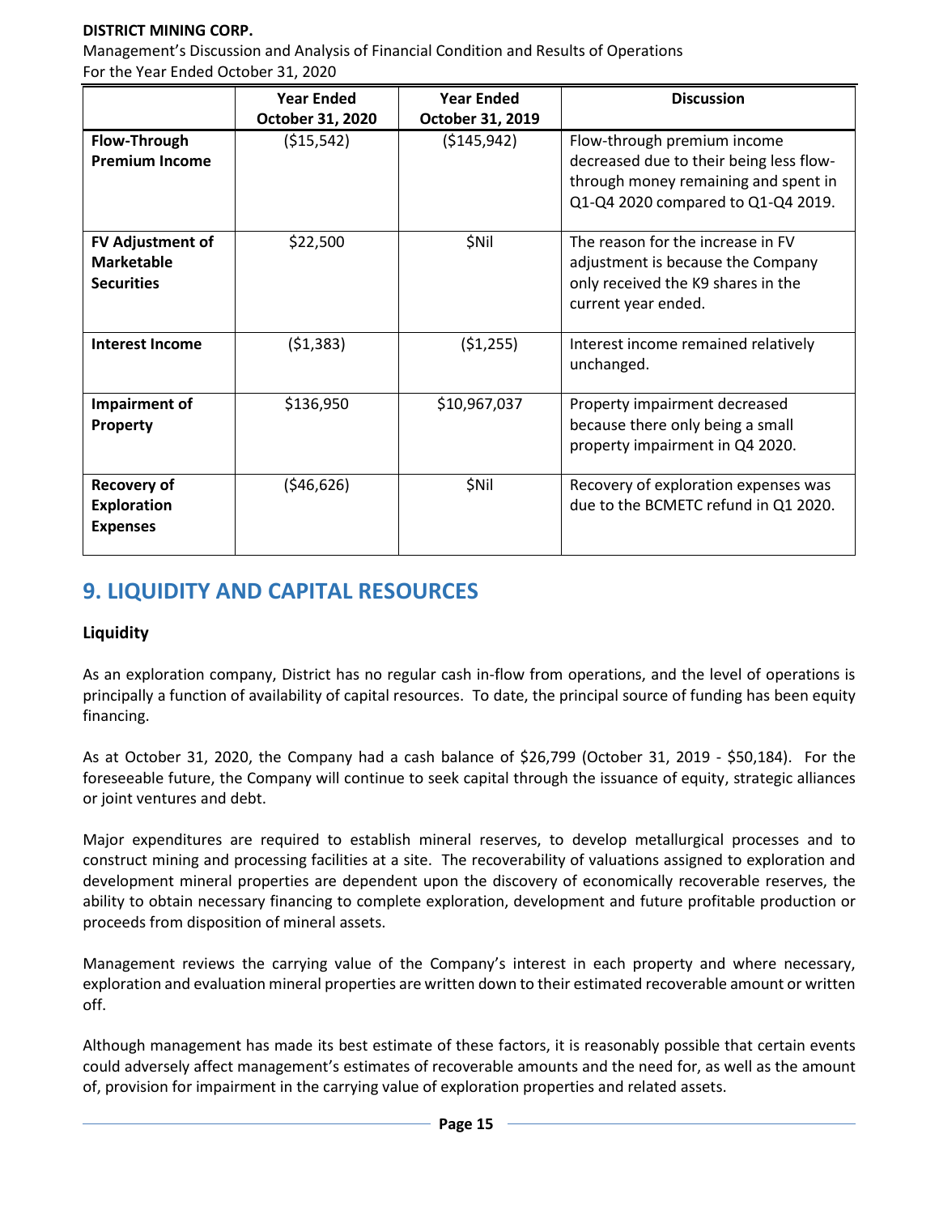| | Year Ended October 31, 2020 | Year Ended October 31, 2019 | Discussion |
|---|---|---|---|
| **Flow-Through Premium Income** | ($15,542) | ($145,942) | Flow-through premium income decreased due to their being less flow-through money remaining and spent in Q1-Q4 2020 compared to Q1-Q4 2019. |
| **FV Adjustment of Marketable Securities** | $22,500 | $Nil | The reason for the increase in FV adjustment is because the Company only received the K9 shares in the current year ended. |
| **Interest Income** | ($1,383) | ($1,255) | Interest income remained relatively unchanged. |
| **Impairment of Property** | $136,950 | $10,967,037 | Property impairment decreased because there only being a small property impairment in Q4 2020. |
| **Recovery of Exploration Expenses** | ($46,626) | $Nil | Recovery of exploration expenses was due to the BCMETC refund in Q1 2020. |

## 9. LIQUIDITY AND CAPITAL RESOURCES

### Liquidity

As an exploration company, District has no regular cash in-flow from operations, and the level of operations is principally a function of availability of capital resources. To date, the principal source of funding has been equity financing.

As at October 31, 2020, the Company had a cash balance of $26,799 (October 31, 2019 - $50,184). For the foreseeable future, the Company will continue to seek capital through the issuance of equity, strategic alliances or joint ventures and debt.

Major expenditures are required to establish mineral reserves, to develop metallurgical processes and to construct mining and processing facilities at a site. The recoverability of valuations assigned to exploration and development mineral properties are dependent upon the discovery of economically recoverable reserves, the ability to obtain necessary financing to complete exploration, development and future profitable production or proceeds from disposition of mineral assets.

Management reviews the carrying value of the Company's interest in each property and where necessary, exploration and evaluation mineral properties are written down to their estimated recoverable amount or written off.

Although management has made its best estimate of these factors, it is reasonably possible that certain events could adversely affect management's estimates of recoverable amounts and the need for, as well as the amount of, provision for impairment in the carrying value of exploration properties and related assets.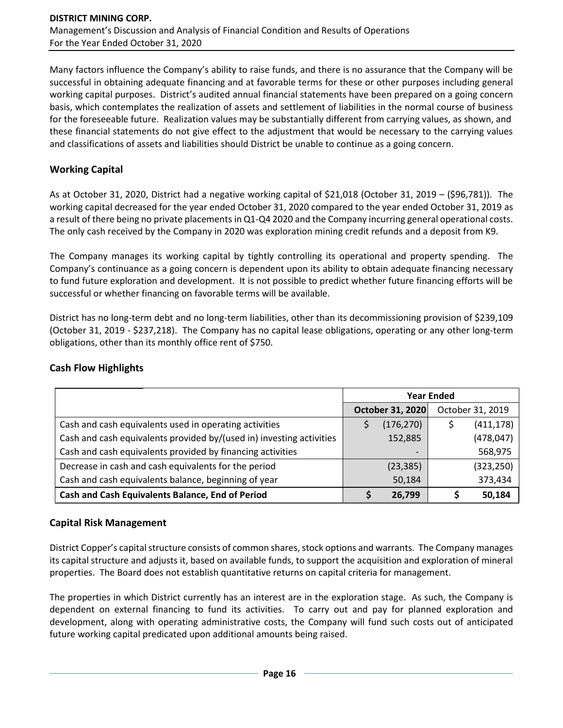Many factors influence the Company's ability to raise funds, and there is no assurance that the Company will be successful in obtaining adequate financing and at favorable terms for these or other purposes including general working capital purposes. District's audited annual financial statements have been prepared on a going concern basis, which contemplates the realization of assets and settlement of liabilities in the normal course of business for the foreseeable future. Realization values may be substantially different from carrying values, as shown, and these financial statements do not give effect to the adjustment that would be necessary to the carrying values and classifications of assets and liabilities should District be unable to continue as a going concern.

## Working Capital

As at October 31, 2020, District had a negative working capital of $21,018 (October 31, 2019 – ($96,781)). The working capital decreased for the year ended October 31, 2020 compared to the year ended October 31, 2019 as a result of there being no private placements in Q1-Q4 2020 and the Company incurring general operational costs. The only cash received by the Company in 2020 was exploration mining credit refunds and a deposit from K9.

The Company manages its working capital by tightly controlling its operational and property spending. The Company's continuance as a going concern is dependent upon its ability to obtain adequate financing necessary to fund future exploration and development. It is not possible to predict whether future financing efforts will be successful or whether financing on favorable terms will be available.

District has no long-term debt and no long-term liabilities, other than its decommissioning provision of $239,109 (October 31, 2019 - $237,218). The Company has no capital lease obligations, operating or any other long-term obligations, other than its monthly office rent of $750.

## Cash Flow Highlights

| | Year Ended | |
|---|---|---|
| | **October 31, 2020** | October 31, 2019 |
| Cash and cash equivalents used in operating activities | $ (176,270) | $ (411,178) |
| Cash and cash equivalents provided by/(used in) investing activities | 152,885 | (478,047) |
| Cash and cash equivalents provided by financing activities | - | 568,975 |
| Decrease in cash and cash equivalents for the period | (23,385) | (323,250) |
| Cash and cash equivalents balance, beginning of year | 50,184 | 373,434 |
| **Cash and Cash Equivalents Balance, End of Period** | **$ 26,799** | **$ 50,184** |

## Capital Risk Management

District Copper's capital structure consists of common shares, stock options and warrants. The Company manages its capital structure and adjusts it, based on available funds, to support the acquisition and exploration of mineral properties. The Board does not establish quantitative returns on capital criteria for management.

The properties in which District currently has an interest are in the exploration stage. As such, the Company is dependent on external financing to fund its activities. To carry out and pay for planned exploration and development, along with operating administrative costs, the Company will fund such costs out of anticipated future working capital predicated upon additional amounts being raised.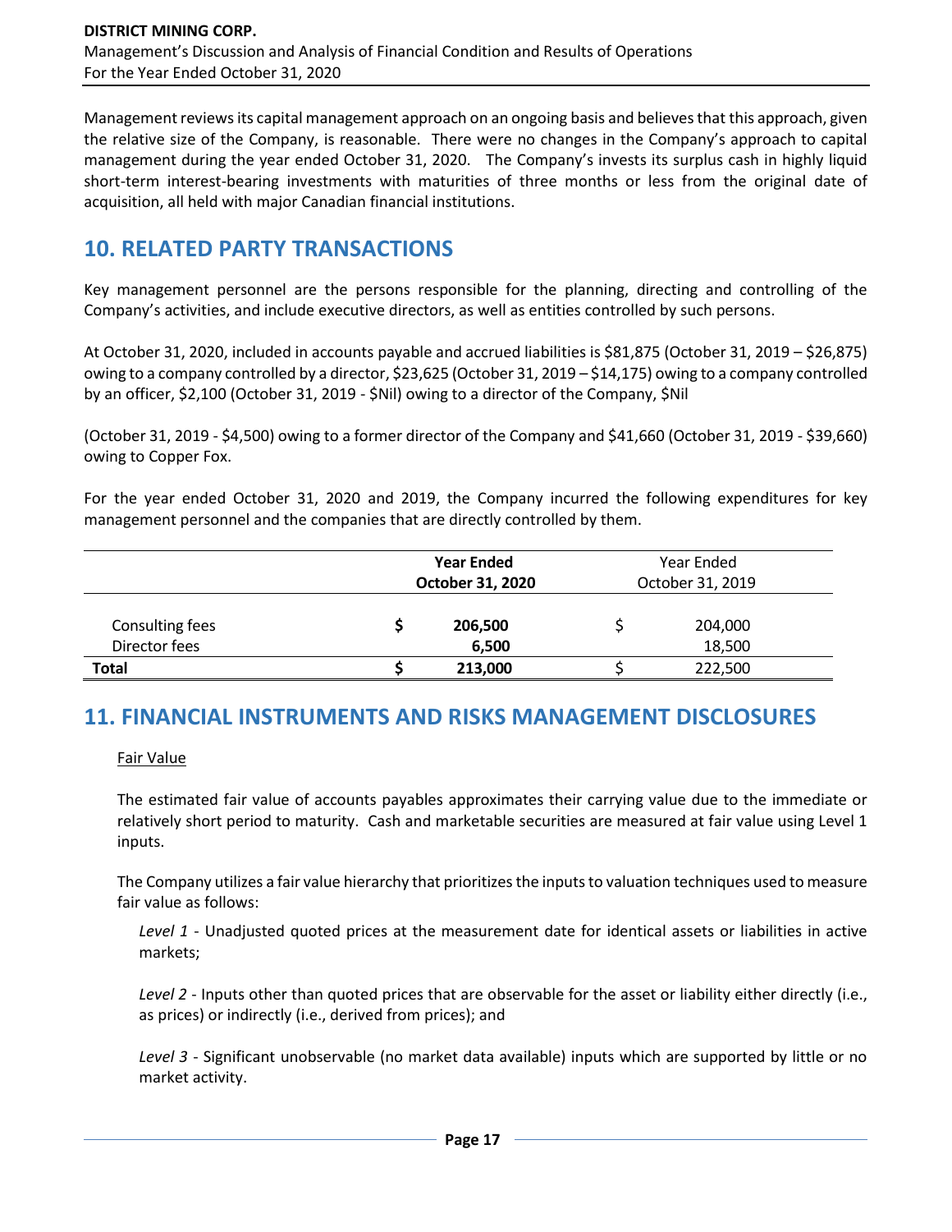Management reviews its capital management approach on an ongoing basis and believes that this approach, given the relative size of the Company, is reasonable. There were no changes in the Company's approach to capital management during the year ended October 31, 2020. The Company's invests its surplus cash in highly liquid short-term interest-bearing investments with maturities of three months or less from the original date of acquisition, all held with major Canadian financial institutions.

## 10. RELATED PARTY TRANSACTIONS

Key management personnel are the persons responsible for the planning, directing and controlling of the Company's activities, and include executive directors, as well as entities controlled by such persons.

At October 31, 2020, included in accounts payable and accrued liabilities is $81,875 (October 31, 2019 – $26,875) owing to a company controlled by a director, $23,625 (October 31, 2019 – $14,175) owing to a company controlled by an officer, $2,100 (October 31, 2019 - $Nil) owing to a director of the Company, $Nil

(October 31, 2019 - $4,500) owing to a former director of the Company and $41,660 (October 31, 2019 - $39,660) owing to Copper Fox.

For the year ended October 31, 2020 and 2019, the Company incurred the following expenditures for key management personnel and the companies that are directly controlled by them.

| | **Year Ended October 31, 2020** | Year Ended October 31, 2019 |
|---|---|---|
| Consulting fees | **$ 206,500** | $ 204,000 |
| Director fees | **6,500** | 18,500 |
| **Total** | **$ 213,000** | $ 222,500 |

## 11. FINANCIAL INSTRUMENTS AND RISKS MANAGEMENT DISCLOSURES

Fair Value

The estimated fair value of accounts payables approximates their carrying value due to the immediate or relatively short period to maturity. Cash and marketable securities are measured at fair value using Level 1 inputs.

The Company utilizes a fair value hierarchy that prioritizes the inputs to valuation techniques used to measure fair value as follows:

*Level 1* - Unadjusted quoted prices at the measurement date for identical assets or liabilities in active markets;

*Level 2* - Inputs other than quoted prices that are observable for the asset or liability either directly (i.e., as prices) or indirectly (i.e., derived from prices); and

*Level 3* - Significant unobservable (no market data available) inputs which are supported by little or no market activity.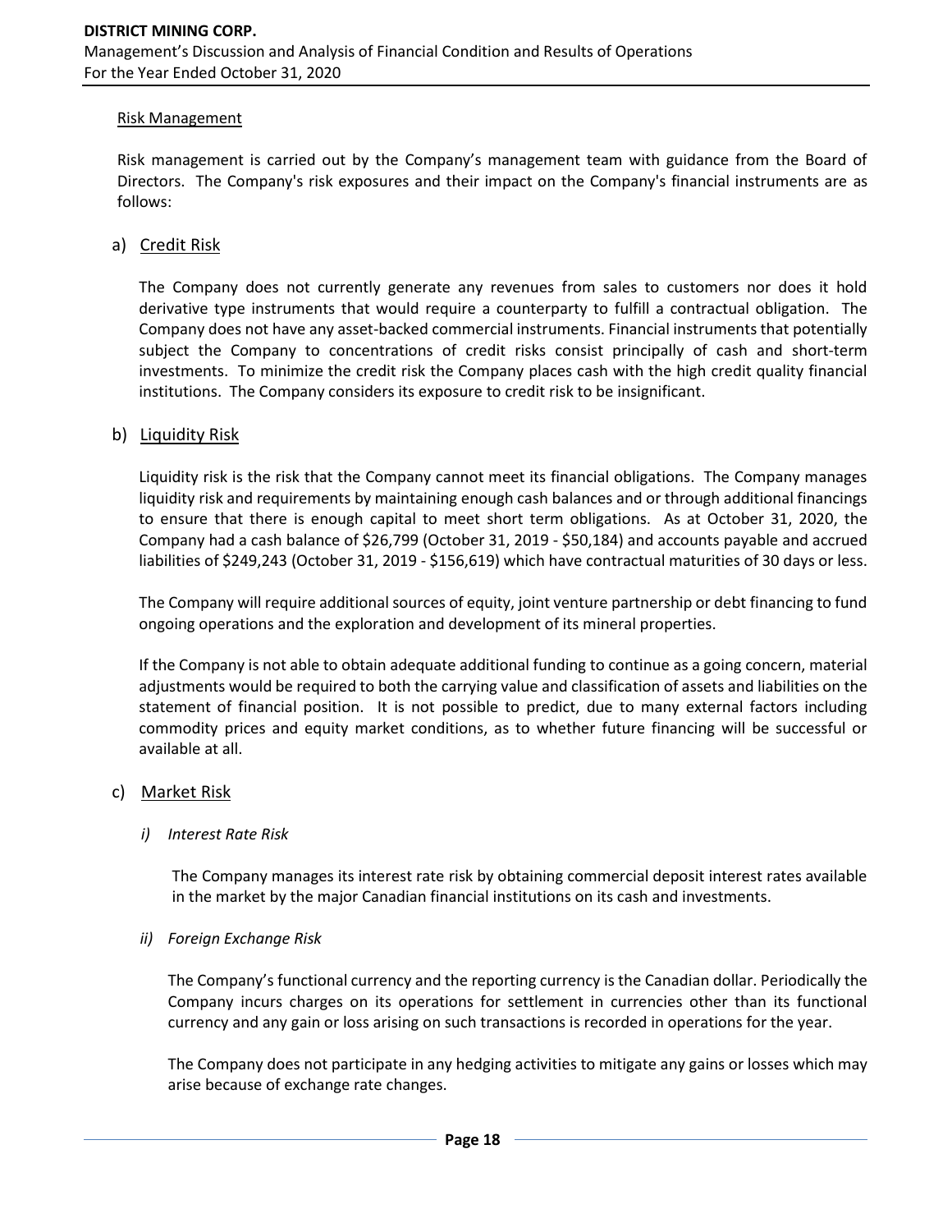## Risk Management

Risk management is carried out by the Company's management team with guidance from the Board of Directors. The Company's risk exposures and their impact on the Company's financial instruments are as follows:

### a) Credit Risk

The Company does not currently generate any revenues from sales to customers nor does it hold derivative type instruments that would require a counterparty to fulfill a contractual obligation. The Company does not have any asset-backed commercial instruments. Financial instruments that potentially subject the Company to concentrations of credit risks consist principally of cash and short-term investments. To minimize the credit risk the Company places cash with the high credit quality financial institutions. The Company considers its exposure to credit risk to be insignificant.

### b) Liquidity Risk

Liquidity risk is the risk that the Company cannot meet its financial obligations. The Company manages liquidity risk and requirements by maintaining enough cash balances and or through additional financings to ensure that there is enough capital to meet short term obligations. As at October 31, 2020, the Company had a cash balance of $26,799 (October 31, 2019 - $50,184) and accounts payable and accrued liabilities of $249,243 (October 31, 2019 - $156,619) which have contractual maturities of 30 days or less.

The Company will require additional sources of equity, joint venture partnership or debt financing to fund ongoing operations and the exploration and development of its mineral properties.

If the Company is not able to obtain adequate additional funding to continue as a going concern, material adjustments would be required to both the carrying value and classification of assets and liabilities on the statement of financial position. It is not possible to predict, due to many external factors including commodity prices and equity market conditions, as to whether future financing will be successful or available at all.

### c) Market Risk

#### *i) Interest Rate Risk*

The Company manages its interest rate risk by obtaining commercial deposit interest rates available in the market by the major Canadian financial institutions on its cash and investments.

#### *ii) Foreign Exchange Risk*

The Company's functional currency and the reporting currency is the Canadian dollar. Periodically the Company incurs charges on its operations for settlement in currencies other than its functional currency and any gain or loss arising on such transactions is recorded in operations for the year.

The Company does not participate in any hedging activities to mitigate any gains or losses which may arise because of exchange rate changes.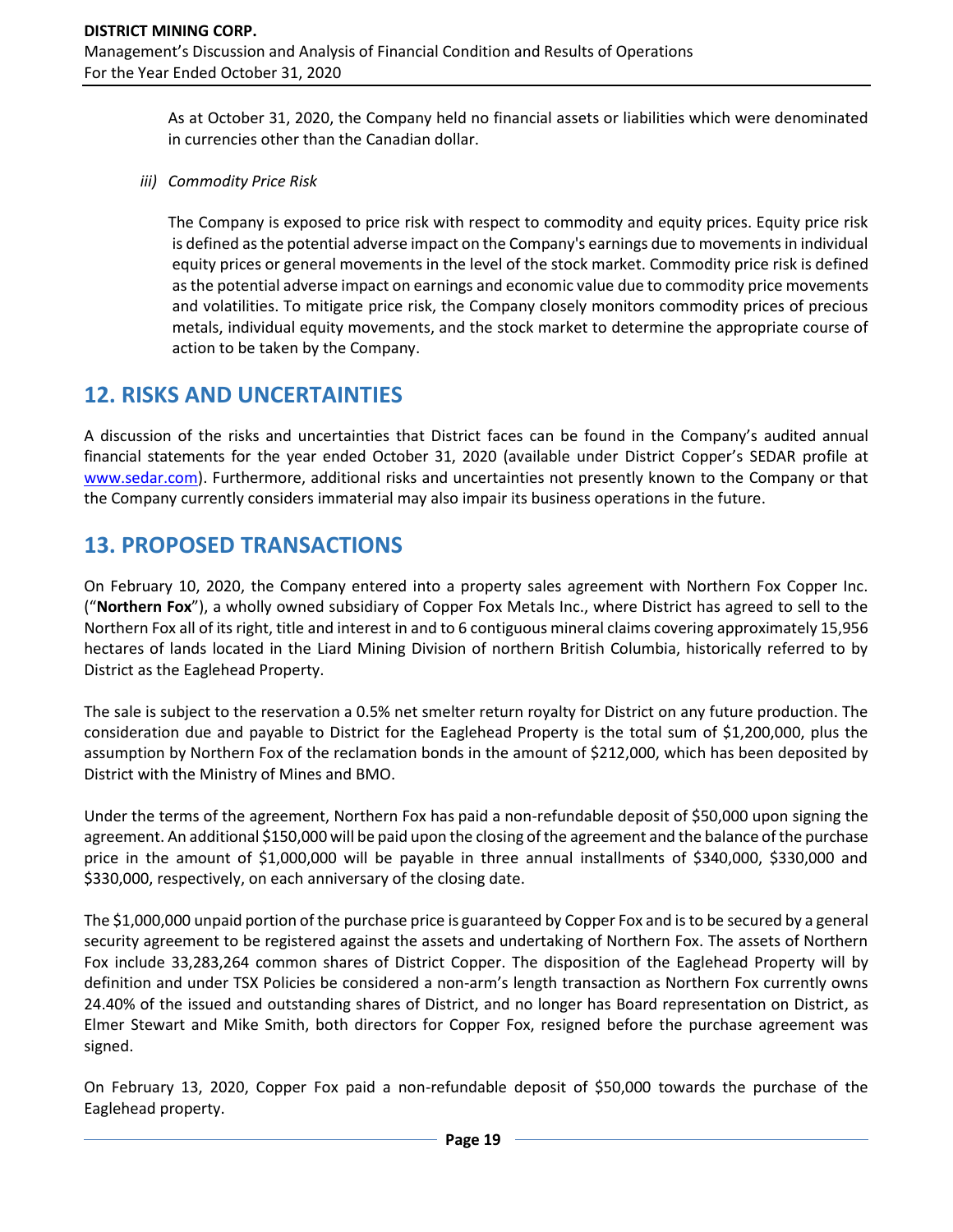As at October 31, 2020, the Company held no financial assets or liabilities which were denominated in currencies other than the Canadian dollar.

*iii) Commodity Price Risk*

The Company is exposed to price risk with respect to commodity and equity prices. Equity price risk is defined as the potential adverse impact on the Company's earnings due to movements in individual equity prices or general movements in the level of the stock market. Commodity price risk is defined as the potential adverse impact on earnings and economic value due to commodity price movements and volatilities. To mitigate price risk, the Company closely monitors commodity prices of precious metals, individual equity movements, and the stock market to determine the appropriate course of action to be taken by the Company.

## 12. RISKS AND UNCERTAINTIES

A discussion of the risks and uncertainties that District faces can be found in the Company's audited annual financial statements for the year ended October 31, 2020 (available under District Copper's SEDAR profile at www.sedar.com). Furthermore, additional risks and uncertainties not presently known to the Company or that the Company currently considers immaterial may also impair its business operations in the future.

## 13. PROPOSED TRANSACTIONS

On February 10, 2020, the Company entered into a property sales agreement with Northern Fox Copper Inc. ("**Northern Fox**"), a wholly owned subsidiary of Copper Fox Metals Inc., where District has agreed to sell to the Northern Fox all of its right, title and interest in and to 6 contiguous mineral claims covering approximately 15,956 hectares of lands located in the Liard Mining Division of northern British Columbia, historically referred to by District as the Eaglehead Property.

The sale is subject to the reservation a 0.5% net smelter return royalty for District on any future production. The consideration due and payable to District for the Eaglehead Property is the total sum of $1,200,000, plus the assumption by Northern Fox of the reclamation bonds in the amount of $212,000, which has been deposited by District with the Ministry of Mines and BMO.

Under the terms of the agreement, Northern Fox has paid a non-refundable deposit of $50,000 upon signing the agreement. An additional $150,000 will be paid upon the closing of the agreement and the balance of the purchase price in the amount of $1,000,000 will be payable in three annual installments of $340,000, $330,000 and $330,000, respectively, on each anniversary of the closing date.

The $1,000,000 unpaid portion of the purchase price is guaranteed by Copper Fox and is to be secured by a general security agreement to be registered against the assets and undertaking of Northern Fox. The assets of Northern Fox include 33,283,264 common shares of District Copper. The disposition of the Eaglehead Property will by definition and under TSX Policies be considered a non-arm's length transaction as Northern Fox currently owns 24.40% of the issued and outstanding shares of District, and no longer has Board representation on District, as Elmer Stewart and Mike Smith, both directors for Copper Fox, resigned before the purchase agreement was signed.

On February 13, 2020, Copper Fox paid a non-refundable deposit of $50,000 towards the purchase of the Eaglehead property.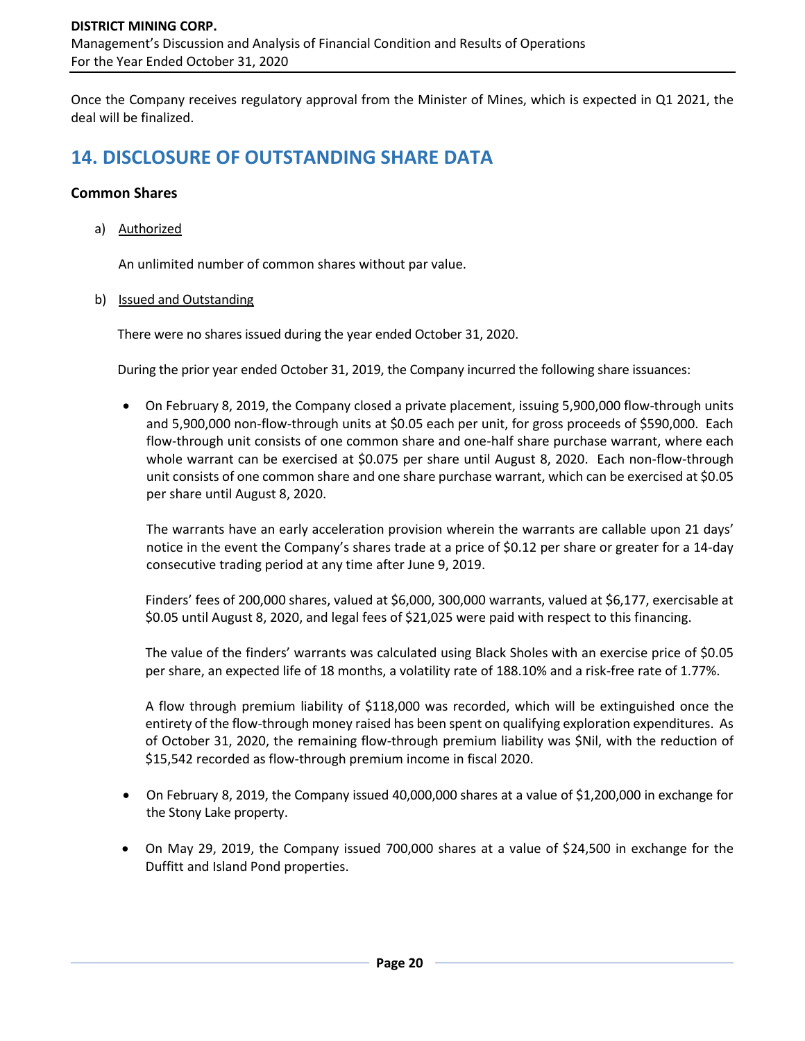Once the Company receives regulatory approval from the Minister of Mines, which is expected in Q1 2021, the deal will be finalized.

## 14. DISCLOSURE OF OUTSTANDING SHARE DATA

### Common Shares

a) Authorized

An unlimited number of common shares without par value.

b) Issued and Outstanding

There were no shares issued during the year ended October 31, 2020.

During the prior year ended October 31, 2019, the Company incurred the following share issuances:

- On February 8, 2019, the Company closed a private placement, issuing 5,900,000 flow-through units and 5,900,000 non-flow-through units at $0.05 each per unit, for gross proceeds of $590,000. Each flow-through unit consists of one common share and one-half share purchase warrant, where each whole warrant can be exercised at $0.075 per share until August 8, 2020. Each non-flow-through unit consists of one common share and one share purchase warrant, which can be exercised at $0.05 per share until August 8, 2020.

  The warrants have an early acceleration provision wherein the warrants are callable upon 21 days' notice in the event the Company's shares trade at a price of $0.12 per share or greater for a 14-day consecutive trading period at any time after June 9, 2019.

  Finders' fees of 200,000 shares, valued at $6,000, 300,000 warrants, valued at $6,177, exercisable at $0.05 until August 8, 2020, and legal fees of $21,025 were paid with respect to this financing.

  The value of the finders' warrants was calculated using Black Sholes with an exercise price of $0.05 per share, an expected life of 18 months, a volatility rate of 188.10% and a risk-free rate of 1.77%.

  A flow through premium liability of $118,000 was recorded, which will be extinguished once the entirety of the flow-through money raised has been spent on qualifying exploration expenditures. As of October 31, 2020, the remaining flow-through premium liability was $Nil, with the reduction of $15,542 recorded as flow-through premium income in fiscal 2020.

- On February 8, 2019, the Company issued 40,000,000 shares at a value of $1,200,000 in exchange for the Stony Lake property.

- On May 29, 2019, the Company issued 700,000 shares at a value of $24,500 in exchange for the Duffitt and Island Pond properties.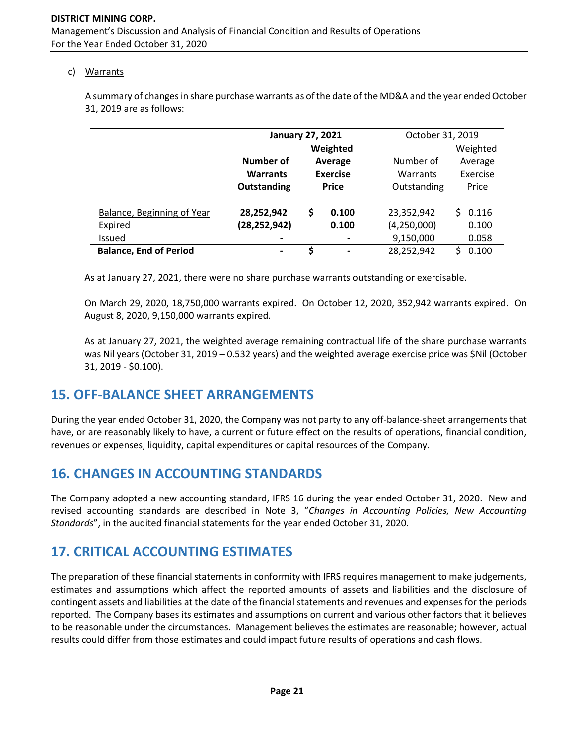c) Warrants

A summary of changes in share purchase warrants as of the date of the MD&A and the year ended October 31, 2019 are as follows:

| | **January 27, 2021** | | October 31, 2019 | |
|---|---|---|---|---|
| | **Number of Warrants Outstanding** | **Weighted Average Exercise Price** | Number of Warrants Outstanding | Weighted Average Exercise Price |
| Balance, Beginning of Year | **28,252,942** | **$ 0.100** | 23,352,942 | $ 0.116 |
| Expired | **(28,252,942)** | **0.100** | (4,250,000) | 0.100 |
| Issued | **-** | **-** | 9,150,000 | 0.058 |
| **Balance, End of Period** | **-** | **$ -** | 28,252,942 | $ 0.100 |

As at January 27, 2021, there were no share purchase warrants outstanding or exercisable.

On March 29, 2020, 18,750,000 warrants expired. On October 12, 2020, 352,942 warrants expired. On August 8, 2020, 9,150,000 warrants expired.

As at January 27, 2021, the weighted average remaining contractual life of the share purchase warrants was Nil years (October 31, 2019 – 0.532 years) and the weighted average exercise price was $Nil (October 31, 2019 - $0.100).

## 15. OFF-BALANCE SHEET ARRANGEMENTS

During the year ended October 31, 2020, the Company was not party to any off-balance-sheet arrangements that have, or are reasonably likely to have, a current or future effect on the results of operations, financial condition, revenues or expenses, liquidity, capital expenditures or capital resources of the Company.

## 16. CHANGES IN ACCOUNTING STANDARDS

The Company adopted a new accounting standard, IFRS 16 during the year ended October 31, 2020. New and revised accounting standards are described in Note 3, "*Changes in Accounting Policies, New Accounting Standards*", in the audited financial statements for the year ended October 31, 2020.

## 17. CRITICAL ACCOUNTING ESTIMATES

The preparation of these financial statements in conformity with IFRS requires management to make judgements, estimates and assumptions which affect the reported amounts of assets and liabilities and the disclosure of contingent assets and liabilities at the date of the financial statements and revenues and expenses for the periods reported. The Company bases its estimates and assumptions on current and various other factors that it believes to be reasonable under the circumstances. Management believes the estimates are reasonable; however, actual results could differ from those estimates and could impact future results of operations and cash flows.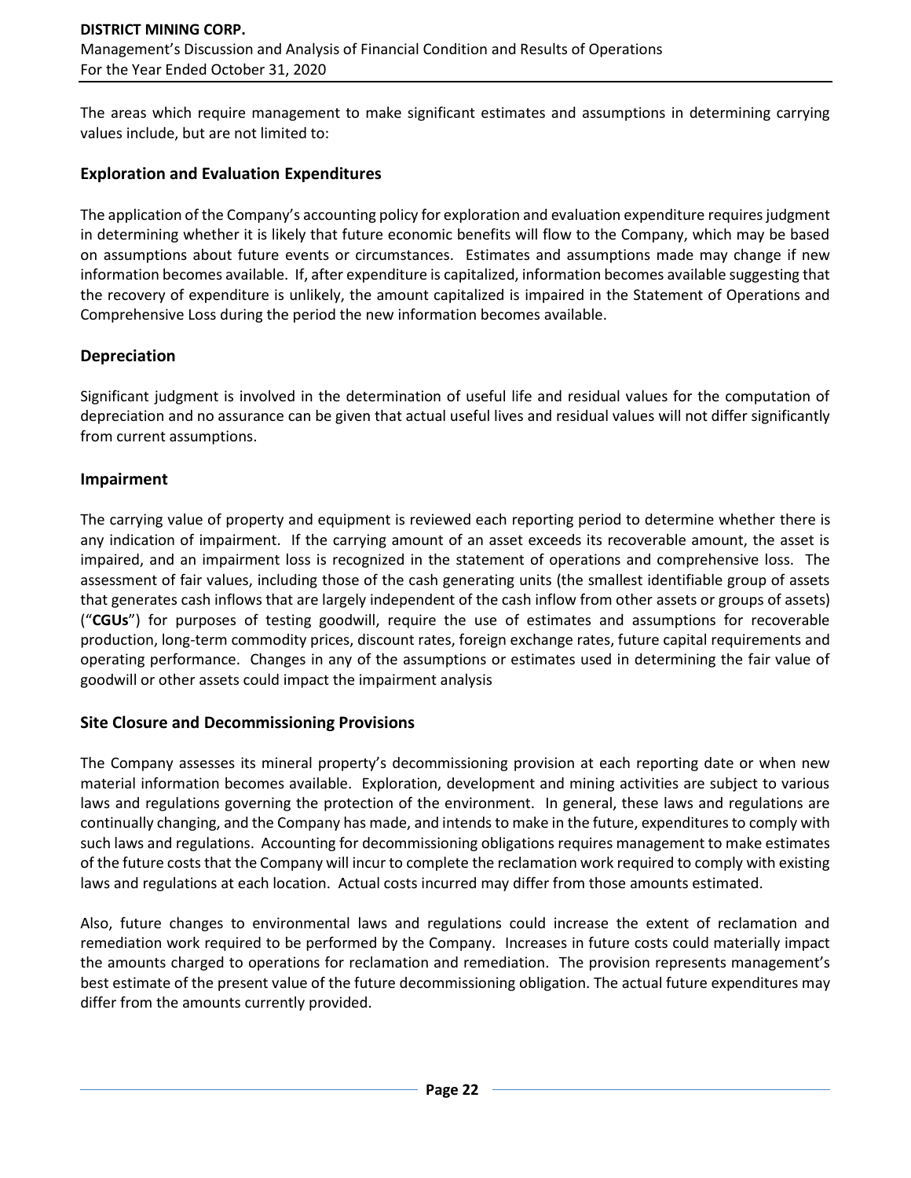The areas which require management to make significant estimates and assumptions in determining carrying values include, but are not limited to:

## Exploration and Evaluation Expenditures

The application of the Company's accounting policy for exploration and evaluation expenditure requires judgment in determining whether it is likely that future economic benefits will flow to the Company, which may be based on assumptions about future events or circumstances. Estimates and assumptions made may change if new information becomes available. If, after expenditure is capitalized, information becomes available suggesting that the recovery of expenditure is unlikely, the amount capitalized is impaired in the Statement of Operations and Comprehensive Loss during the period the new information becomes available.

## Depreciation

Significant judgment is involved in the determination of useful life and residual values for the computation of depreciation and no assurance can be given that actual useful lives and residual values will not differ significantly from current assumptions.

## Impairment

The carrying value of property and equipment is reviewed each reporting period to determine whether there is any indication of impairment. If the carrying amount of an asset exceeds its recoverable amount, the asset is impaired, and an impairment loss is recognized in the statement of operations and comprehensive loss. The assessment of fair values, including those of the cash generating units (the smallest identifiable group of assets that generates cash inflows that are largely independent of the cash inflow from other assets or groups of assets) ("**CGUs**") for purposes of testing goodwill, require the use of estimates and assumptions for recoverable production, long-term commodity prices, discount rates, foreign exchange rates, future capital requirements and operating performance. Changes in any of the assumptions or estimates used in determining the fair value of goodwill or other assets could impact the impairment analysis

## Site Closure and Decommissioning Provisions

The Company assesses its mineral property's decommissioning provision at each reporting date or when new material information becomes available. Exploration, development and mining activities are subject to various laws and regulations governing the protection of the environment. In general, these laws and regulations are continually changing, and the Company has made, and intends to make in the future, expenditures to comply with such laws and regulations. Accounting for decommissioning obligations requires management to make estimates of the future costs that the Company will incur to complete the reclamation work required to comply with existing laws and regulations at each location. Actual costs incurred may differ from those amounts estimated.

Also, future changes to environmental laws and regulations could increase the extent of reclamation and remediation work required to be performed by the Company. Increases in future costs could materially impact the amounts charged to operations for reclamation and remediation. The provision represents management's best estimate of the present value of the future decommissioning obligation. The actual future expenditures may differ from the amounts currently provided.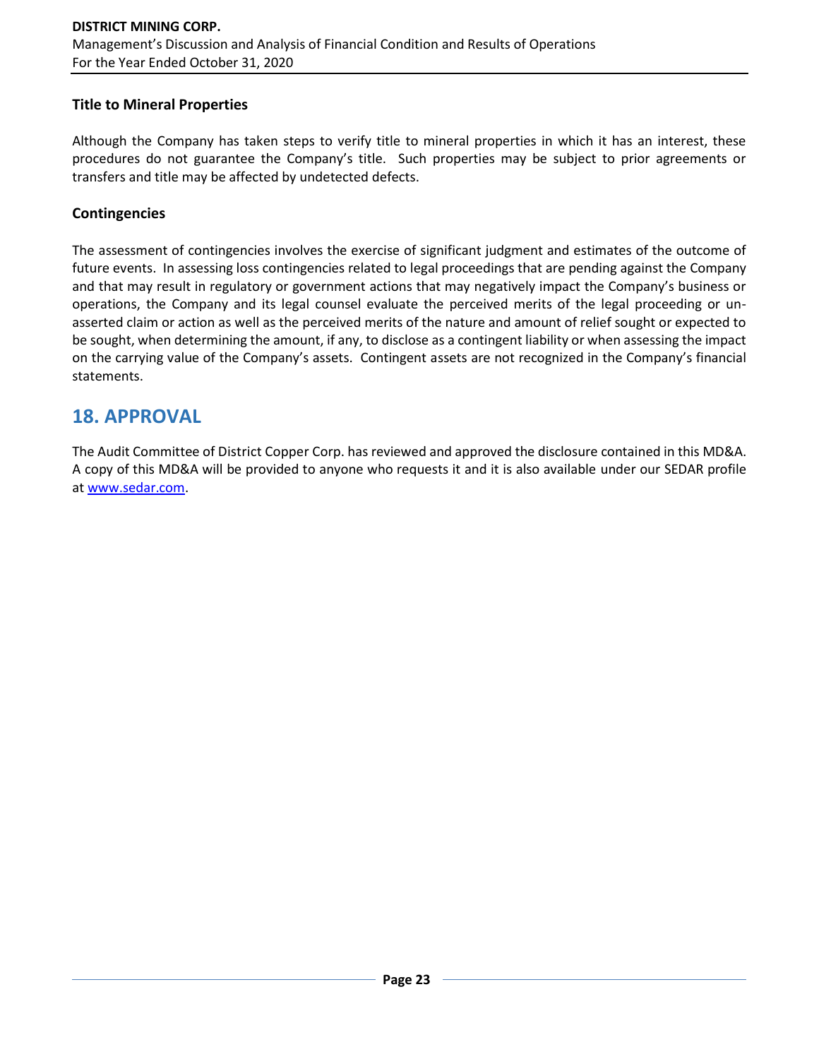### Title to Mineral Properties

Although the Company has taken steps to verify title to mineral properties in which it has an interest, these procedures do not guarantee the Company's title. Such properties may be subject to prior agreements or transfers and title may be affected by undetected defects.

### Contingencies

The assessment of contingencies involves the exercise of significant judgment and estimates of the outcome of future events. In assessing loss contingencies related to legal proceedings that are pending against the Company and that may result in regulatory or government actions that may negatively impact the Company's business or operations, the Company and its legal counsel evaluate the perceived merits of the legal proceeding or un-asserted claim or action as well as the perceived merits of the nature and amount of relief sought or expected to be sought, when determining the amount, if any, to disclose as a contingent liability or when assessing the impact on the carrying value of the Company's assets. Contingent assets are not recognized in the Company's financial statements.

## 18. APPROVAL

The Audit Committee of District Copper Corp. has reviewed and approved the disclosure contained in this MD&A. A copy of this MD&A will be provided to anyone who requests it and it is also available under our SEDAR profile at [www.sedar.com](http://www.sedar.com).